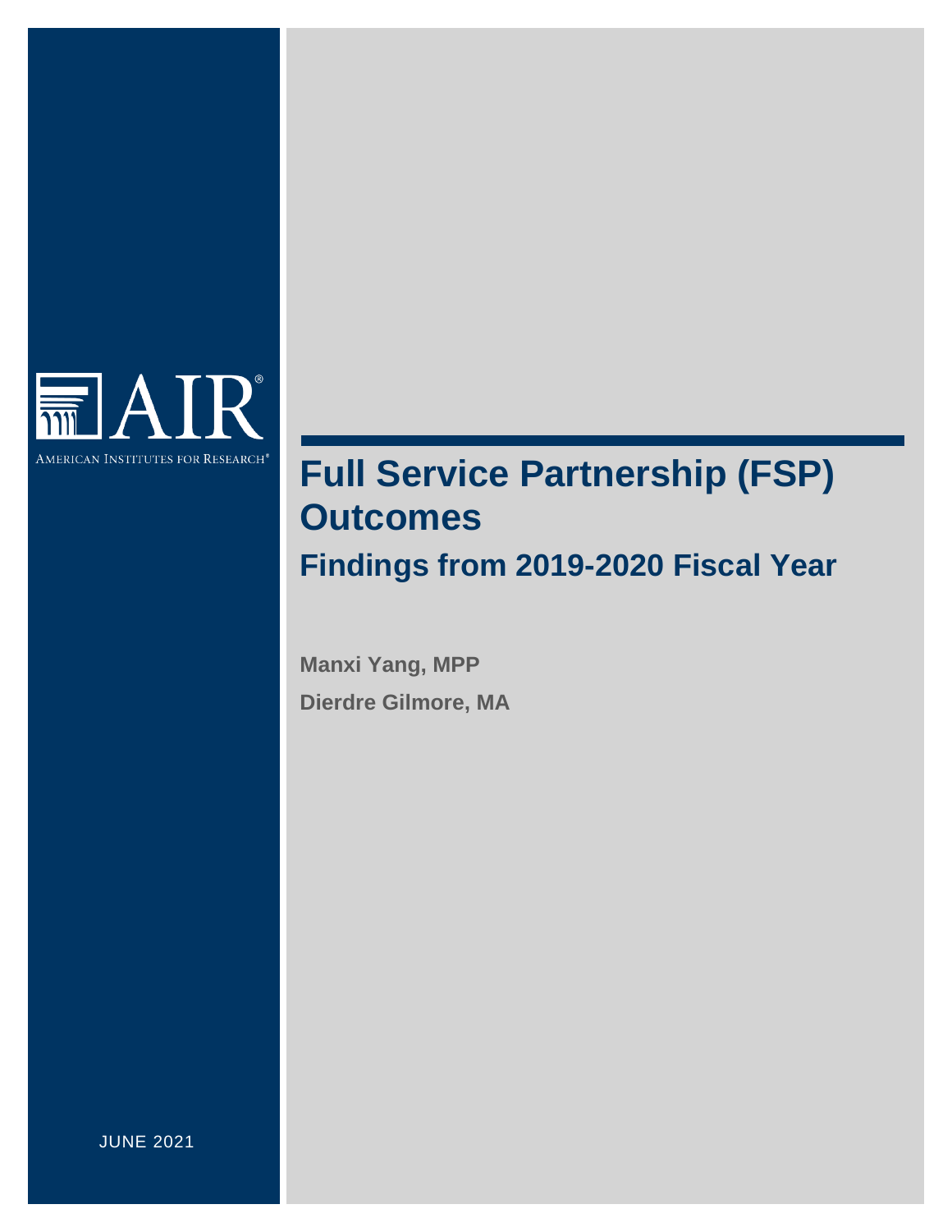AIR®

AMERICAN INSTITUTES FOR RESEARCH®

# Full Service Partnership (FSP) Outcomes

## Findings from 2019-2020 Fiscal Year

**Manxi Yang, MPP**

**Dierdre Gilmore, MA**

JUNE 2021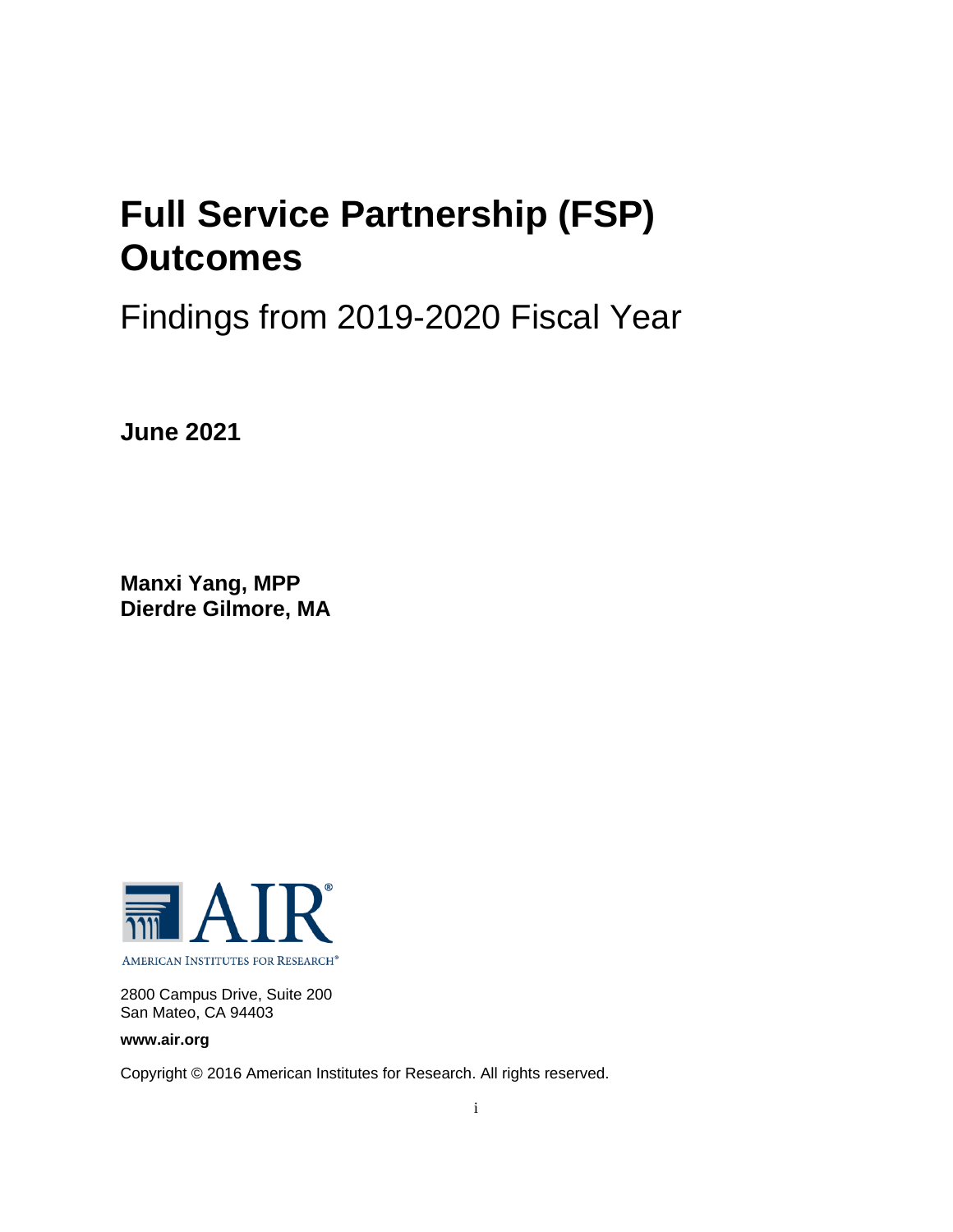# Full Service Partnership (FSP) Outcomes

## Findings from 2019-2020 Fiscal Year

**June 2021**

**Manxi Yang, MPP**
**Dierdre Gilmore, MA**

AMERICAN INSTITUTES FOR RESEARCH®

2800 Campus Drive, Suite 200
San Mateo, CA 94403

**www.air.org**

Copyright © 2016 American Institutes for Research. All rights reserved.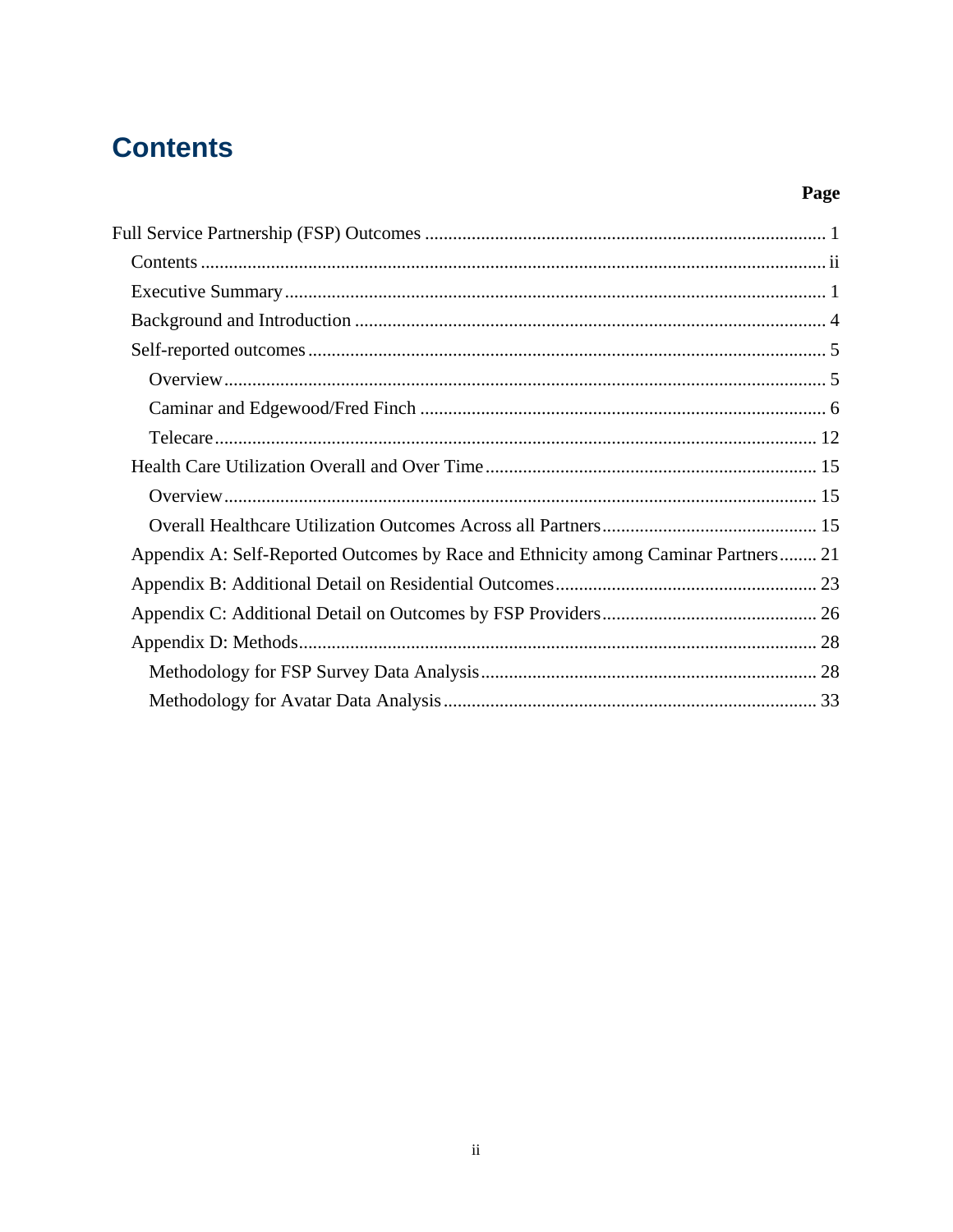# Contents

**Page**

- Full Service Partnership (FSP) Outcomes ..... 1
  - Contents ..... ii
  - Executive Summary ..... 1
  - Background and Introduction ..... 4
  - Self-reported outcomes ..... 5
    - Overview ..... 5
    - Caminar and Edgewood/Fred Finch ..... 6
    - Telecare ..... 12
  - Health Care Utilization Overall and Over Time ..... 15
    - Overview ..... 15
    - Overall Healthcare Utilization Outcomes Across all Partners ..... 15
  - Appendix A: Self-Reported Outcomes by Race and Ethnicity among Caminar Partners ..... 21
  - Appendix B: Additional Detail on Residential Outcomes ..... 23
  - Appendix C: Additional Detail on Outcomes by FSP Providers ..... 26
  - Appendix D: Methods ..... 28
    - Methodology for FSP Survey Data Analysis ..... 28
    - Methodology for Avatar Data Analysis ..... 33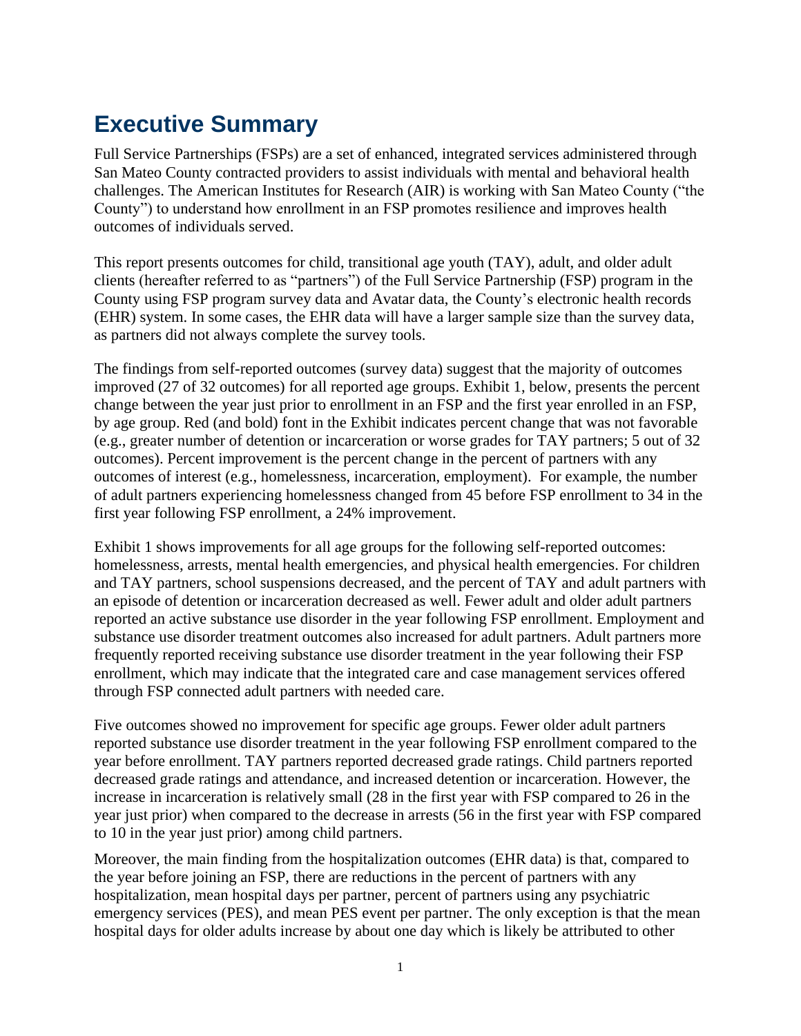# Executive Summary

Full Service Partnerships (FSPs) are a set of enhanced, integrated services administered through San Mateo County contracted providers to assist individuals with mental and behavioral health challenges. The American Institutes for Research (AIR) is working with San Mateo County ("the County") to understand how enrollment in an FSP promotes resilience and improves health outcomes of individuals served.

This report presents outcomes for child, transitional age youth (TAY), adult, and older adult clients (hereafter referred to as "partners") of the Full Service Partnership (FSP) program in the County using FSP program survey data and Avatar data, the County's electronic health records (EHR) system. In some cases, the EHR data will have a larger sample size than the survey data, as partners did not always complete the survey tools.

The findings from self-reported outcomes (survey data) suggest that the majority of outcomes improved (27 of 32 outcomes) for all reported age groups. Exhibit 1, below, presents the percent change between the year just prior to enrollment in an FSP and the first year enrolled in an FSP, by age group. Red (and bold) font in the Exhibit indicates percent change that was not favorable (e.g., greater number of detention or incarceration or worse grades for TAY partners; 5 out of 32 outcomes). Percent improvement is the percent change in the percent of partners with any outcomes of interest (e.g., homelessness, incarceration, employment). For example, the number of adult partners experiencing homelessness changed from 45 before FSP enrollment to 34 in the first year following FSP enrollment, a 24% improvement.

Exhibit 1 shows improvements for all age groups for the following self-reported outcomes: homelessness, arrests, mental health emergencies, and physical health emergencies. For children and TAY partners, school suspensions decreased, and the percent of TAY and adult partners with an episode of detention or incarceration decreased as well. Fewer adult and older adult partners reported an active substance use disorder in the year following FSP enrollment. Employment and substance use disorder treatment outcomes also increased for adult partners. Adult partners more frequently reported receiving substance use disorder treatment in the year following their FSP enrollment, which may indicate that the integrated care and case management services offered through FSP connected adult partners with needed care.

Five outcomes showed no improvement for specific age groups. Fewer older adult partners reported substance use disorder treatment in the year following FSP enrollment compared to the year before enrollment. TAY partners reported decreased grade ratings. Child partners reported decreased grade ratings and attendance, and increased detention or incarceration. However, the increase in incarceration is relatively small (28 in the first year with FSP compared to 26 in the year just prior) when compared to the decrease in arrests (56 in the first year with FSP compared to 10 in the year just prior) among child partners.

Moreover, the main finding from the hospitalization outcomes (EHR data) is that, compared to the year before joining an FSP, there are reductions in the percent of partners with any hospitalization, mean hospital days per partner, percent of partners using any psychiatric emergency services (PES), and mean PES event per partner. The only exception is that the mean hospital days for older adults increase by about one day which is likely be attributed to other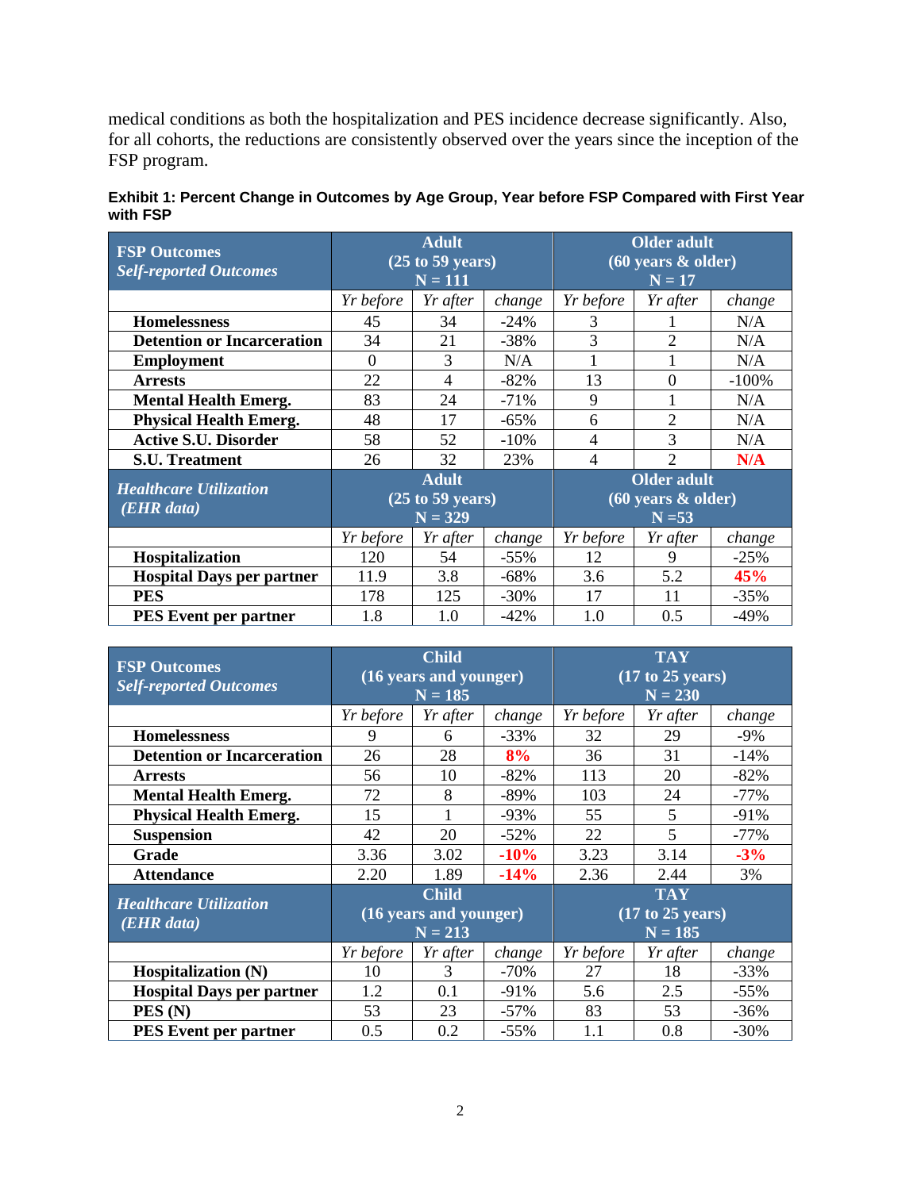medical conditions as both the hospitalization and PES incidence decrease significantly. Also, for all cohorts, the reductions are consistently observed over the years since the inception of the FSP program.

**Exhibit 1: Percent Change in Outcomes by Age Group, Year before FSP Compared with First Year with FSP**

| **FSP Outcomes** *Self-reported Outcomes* | **Adult (25 to 59 years) N = 111** | | | **Older adult (60 years & older) N = 17** | | |
|---|---|---|---|---|---|---|
| | *Yr before* | *Yr after* | *change* | *Yr before* | *Yr after* | *change* |
| **Homelessness** | 45 | 34 | -24% | 3 | 1 | N/A |
| **Detention or Incarceration** | 34 | 21 | -38% | 3 | 2 | N/A |
| **Employment** | 0 | 3 | N/A | 1 | 1 | N/A |
| **Arrests** | 22 | 4 | -82% | 13 | 0 | -100% |
| **Mental Health Emerg.** | 83 | 24 | -71% | 9 | 1 | N/A |
| **Physical Health Emerg.** | 48 | 17 | -65% | 6 | 2 | N/A |
| **Active S.U. Disorder** | 58 | 52 | -10% | 4 | 3 | N/A |
| **S.U. Treatment** | 26 | 32 | 23% | 4 | 2 | **N/A** |
| ***Healthcare Utilization (EHR data)*** | **Adult (25 to 59 years) N = 329** | | | **Older adult (60 years & older) N =53** | | |
| | *Yr before* | *Yr after* | *change* | *Yr before* | *Yr after* | *change* |
| **Hospitalization** | 120 | 54 | -55% | 12 | 9 | -25% |
| **Hospital Days per partner** | 11.9 | 3.8 | -68% | 3.6 | 5.2 | **45%** |
| **PES** | 178 | 125 | -30% | 17 | 11 | -35% |
| **PES Event per partner** | 1.8 | 1.0 | -42% | 1.0 | 0.5 | -49% |

| **FSP Outcomes** *Self-reported Outcomes* | **Child (16 years and younger) N = 185** | | | **TAY (17 to 25 years) N = 230** | | |
|---|---|---|---|---|---|---|
| | *Yr before* | *Yr after* | *change* | *Yr before* | *Yr after* | *change* |
| **Homelessness** | 9 | 6 | -33% | 32 | 29 | -9% |
| **Detention or Incarceration** | 26 | 28 | **8%** | 36 | 31 | -14% |
| **Arrests** | 56 | 10 | -82% | 113 | 20 | -82% |
| **Mental Health Emerg.** | 72 | 8 | -89% | 103 | 24 | -77% |
| **Physical Health Emerg.** | 15 | 1 | -93% | 55 | 5 | -91% |
| **Suspension** | 42 | 20 | -52% | 22 | 5 | -77% |
| **Grade** | 3.36 | 3.02 | **-10%** | 3.23 | 3.14 | **-3%** |
| **Attendance** | 2.20 | 1.89 | **-14%** | 2.36 | 2.44 | 3% |
| ***Healthcare Utilization (EHR data)*** | **Child (16 years and younger) N = 213** | | | **TAY (17 to 25 years) N = 185** | | |
| | *Yr before* | *Yr after* | *change* | *Yr before* | *Yr after* | *change* |
| **Hospitalization (N)** | 10 | 3 | -70% | 27 | 18 | -33% |
| **Hospital Days per partner** | 1.2 | 0.1 | -91% | 5.6 | 2.5 | -55% |
| **PES (N)** | 53 | 23 | -57% | 83 | 53 | -36% |
| **PES Event per partner** | 0.5 | 0.2 | -55% | 1.1 | 0.8 | -30% |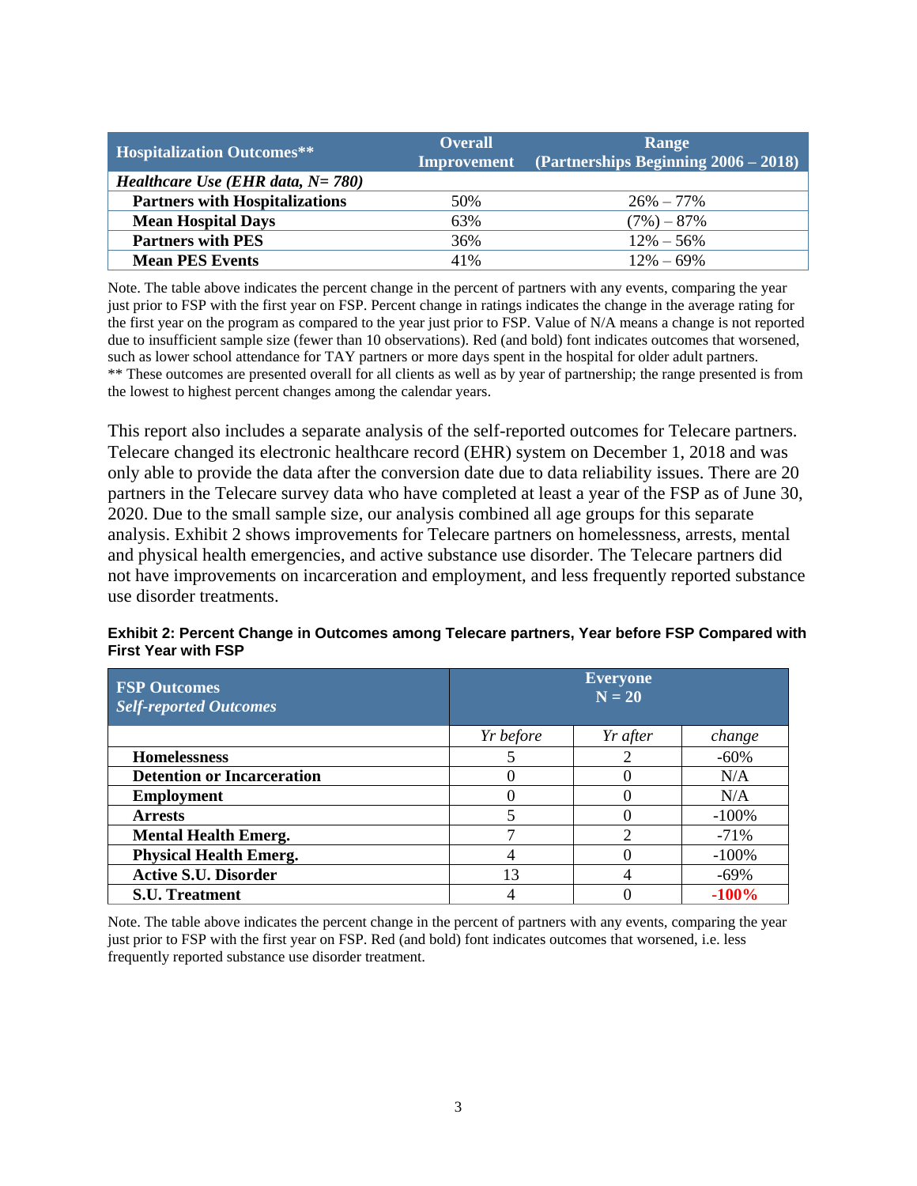| Hospitalization Outcomes** | Overall Improvement | Range (Partnerships Beginning 2006 – 2018) |
|---|---|---|
| *Healthcare Use (EHR data, N= 780)* | | |
| **Partners with Hospitalizations** | 50% | 26% – 77% |
| **Mean Hospital Days** | 63% | (7%) – 87% |
| **Partners with PES** | 36% | 12% – 56% |
| **Mean PES Events** | 41% | 12% – 69% |

Note. The table above indicates the percent change in the percent of partners with any events, comparing the year just prior to FSP with the first year on FSP. Percent change in ratings indicates the change in the average rating for the first year on the program as compared to the year just prior to FSP. Value of N/A means a change is not reported due to insufficient sample size (fewer than 10 observations). Red (and bold) font indicates outcomes that worsened, such as lower school attendance for TAY partners or more days spent in the hospital for older adult partners.
** These outcomes are presented overall for all clients as well as by year of partnership; the range presented is from the lowest to highest percent changes among the calendar years.

This report also includes a separate analysis of the self-reported outcomes for Telecare partners. Telecare changed its electronic healthcare record (EHR) system on December 1, 2018 and was only able to provide the data after the conversion date due to data reliability issues. There are 20 partners in the Telecare survey data who have completed at least a year of the FSP as of June 30, 2020. Due to the small sample size, our analysis combined all age groups for this separate analysis. Exhibit 2 shows improvements for Telecare partners on homelessness, arrests, mental and physical health emergencies, and active substance use disorder. The Telecare partners did not have improvements on incarceration and employment, and less frequently reported substance use disorder treatments.

**Exhibit 2: Percent Change in Outcomes among Telecare partners, Year before FSP Compared with First Year with FSP**

| FSP Outcomes *Self-reported Outcomes* | Everyone N = 20 | | |
|---|---|---|---|
| | *Yr before* | *Yr after* | *change* |
| **Homelessness** | 5 | 2 | -60% |
| **Detention or Incarceration** | 0 | 0 | N/A |
| **Employment** | 0 | 0 | N/A |
| **Arrests** | 5 | 0 | -100% |
| **Mental Health Emerg.** | 7 | 2 | -71% |
| **Physical Health Emerg.** | 4 | 0 | -100% |
| **Active S.U. Disorder** | 13 | 4 | -69% |
| **S.U. Treatment** | 4 | 0 | **-100%** |

Note. The table above indicates the percent change in the percent of partners with any events, comparing the year just prior to FSP with the first year on FSP. Red (and bold) font indicates outcomes that worsened, i.e. less frequently reported substance use disorder treatment.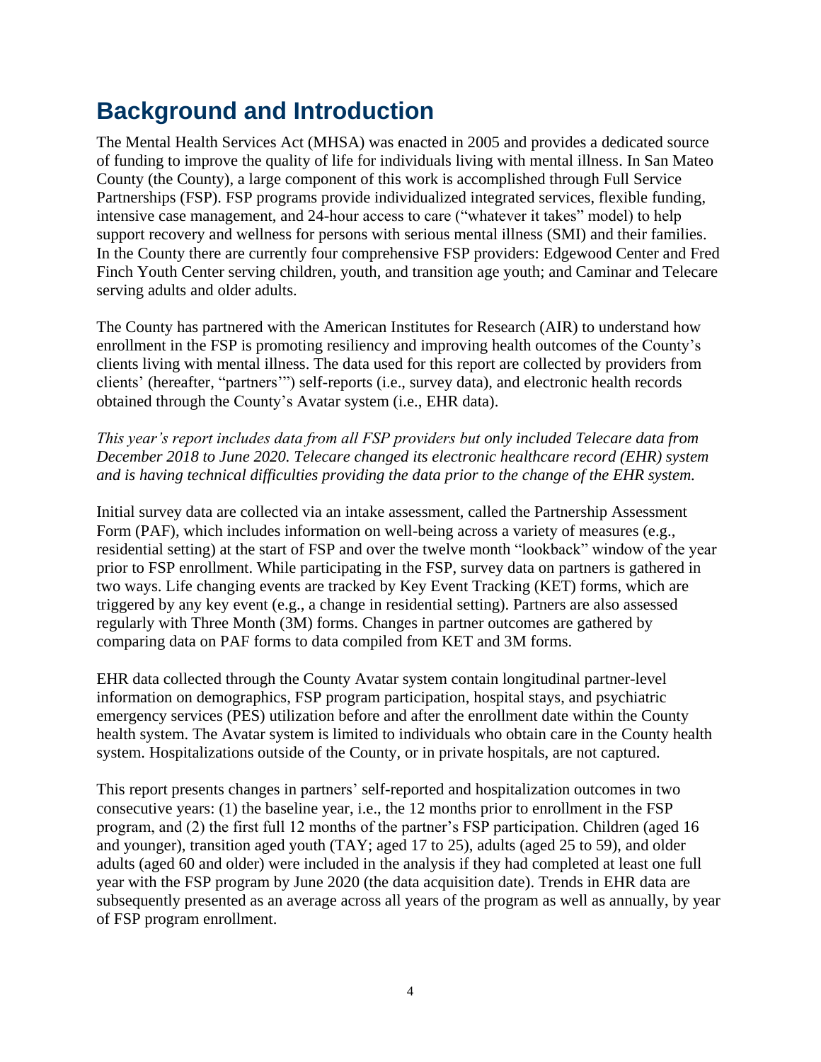# Background and Introduction

The Mental Health Services Act (MHSA) was enacted in 2005 and provides a dedicated source of funding to improve the quality of life for individuals living with mental illness. In San Mateo County (the County), a large component of this work is accomplished through Full Service Partnerships (FSP). FSP programs provide individualized integrated services, flexible funding, intensive case management, and 24-hour access to care ("whatever it takes" model) to help support recovery and wellness for persons with serious mental illness (SMI) and their families. In the County there are currently four comprehensive FSP providers: Edgewood Center and Fred Finch Youth Center serving children, youth, and transition age youth; and Caminar and Telecare serving adults and older adults.

The County has partnered with the American Institutes for Research (AIR) to understand how enrollment in the FSP is promoting resiliency and improving health outcomes of the County's clients living with mental illness. The data used for this report are collected by providers from clients' (hereafter, "partners'") self-reports (i.e., survey data), and electronic health records obtained through the County's Avatar system (i.e., EHR data).

*This year's report includes data from all FSP providers but only included Telecare data from December 2018 to June 2020. Telecare changed its electronic healthcare record (EHR) system and is having technical difficulties providing the data prior to the change of the EHR system.*

Initial survey data are collected via an intake assessment, called the Partnership Assessment Form (PAF), which includes information on well-being across a variety of measures (e.g., residential setting) at the start of FSP and over the twelve month "lookback" window of the year prior to FSP enrollment. While participating in the FSP, survey data on partners is gathered in two ways. Life changing events are tracked by Key Event Tracking (KET) forms, which are triggered by any key event (e.g., a change in residential setting). Partners are also assessed regularly with Three Month (3M) forms. Changes in partner outcomes are gathered by comparing data on PAF forms to data compiled from KET and 3M forms.

EHR data collected through the County Avatar system contain longitudinal partner-level information on demographics, FSP program participation, hospital stays, and psychiatric emergency services (PES) utilization before and after the enrollment date within the County health system. The Avatar system is limited to individuals who obtain care in the County health system. Hospitalizations outside of the County, or in private hospitals, are not captured.

This report presents changes in partners' self-reported and hospitalization outcomes in two consecutive years: (1) the baseline year, i.e., the 12 months prior to enrollment in the FSP program, and (2) the first full 12 months of the partner's FSP participation. Children (aged 16 and younger), transition aged youth (TAY; aged 17 to 25), adults (aged 25 to 59), and older adults (aged 60 and older) were included in the analysis if they had completed at least one full year with the FSP program by June 2020 (the data acquisition date). Trends in EHR data are subsequently presented as an average across all years of the program as well as annually, by year of FSP program enrollment.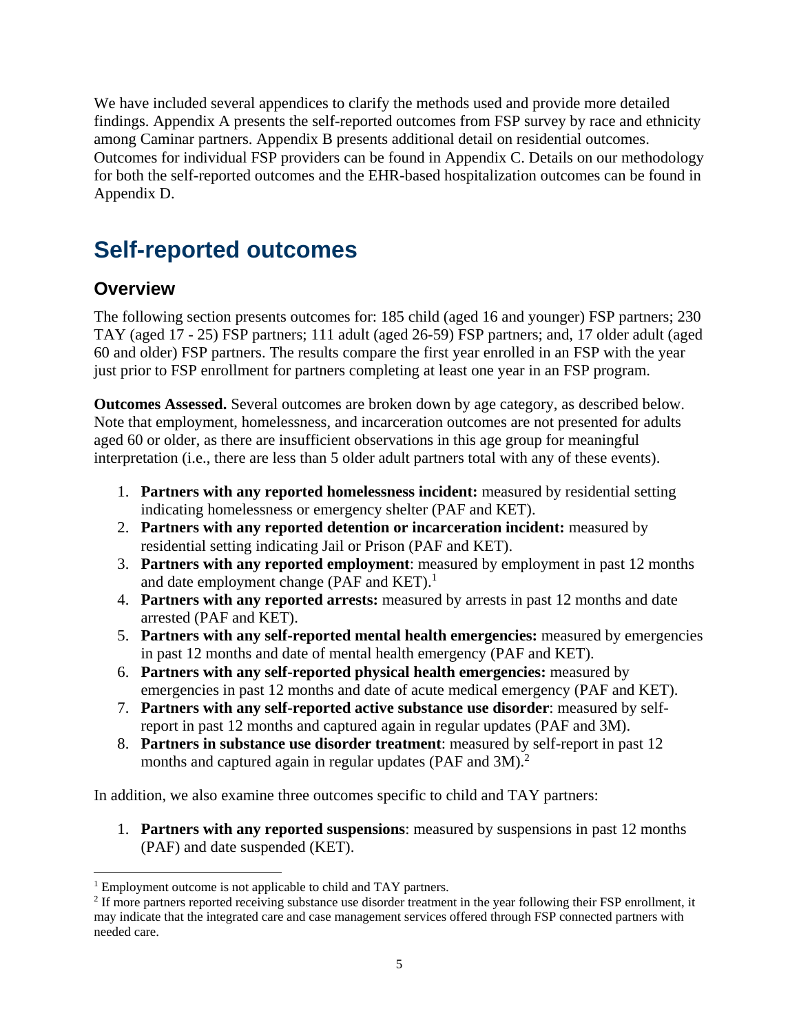We have included several appendices to clarify the methods used and provide more detailed findings. Appendix A presents the self-reported outcomes from FSP survey by race and ethnicity among Caminar partners. Appendix B presents additional detail on residential outcomes. Outcomes for individual FSP providers can be found in Appendix C. Details on our methodology for both the self-reported outcomes and the EHR-based hospitalization outcomes can be found in Appendix D.

# Self-reported outcomes

## Overview

The following section presents outcomes for: 185 child (aged 16 and younger) FSP partners; 230 TAY (aged 17 - 25) FSP partners; 111 adult (aged 26-59) FSP partners; and, 17 older adult (aged 60 and older) FSP partners. The results compare the first year enrolled in an FSP with the year just prior to FSP enrollment for partners completing at least one year in an FSP program.

**Outcomes Assessed.** Several outcomes are broken down by age category, as described below. Note that employment, homelessness, and incarceration outcomes are not presented for adults aged 60 or older, as there are insufficient observations in this age group for meaningful interpretation (i.e., there are less than 5 older adult partners total with any of these events).

1. **Partners with any reported homelessness incident:** measured by residential setting indicating homelessness or emergency shelter (PAF and KET).
2. **Partners with any reported detention or incarceration incident:** measured by residential setting indicating Jail or Prison (PAF and KET).
3. **Partners with any reported employment**: measured by employment in past 12 months and date employment change (PAF and KET).[1]
4. **Partners with any reported arrests:** measured by arrests in past 12 months and date arrested (PAF and KET).
5. **Partners with any self-reported mental health emergencies:** measured by emergencies in past 12 months and date of mental health emergency (PAF and KET).
6. **Partners with any self-reported physical health emergencies:** measured by emergencies in past 12 months and date of acute medical emergency (PAF and KET).
7. **Partners with any self-reported active substance use disorder**: measured by self-report in past 12 months and captured again in regular updates (PAF and 3M).
8. **Partners in substance use disorder treatment**: measured by self-report in past 12 months and captured again in regular updates (PAF and 3M).[2]

In addition, we also examine three outcomes specific to child and TAY partners:

1. **Partners with any reported suspensions**: measured by suspensions in past 12 months (PAF) and date suspended (KET).

---

[1] Employment outcome is not applicable to child and TAY partners.

[2] If more partners reported receiving substance use disorder treatment in the year following their FSP enrollment, it may indicate that the integrated care and case management services offered through FSP connected partners with needed care.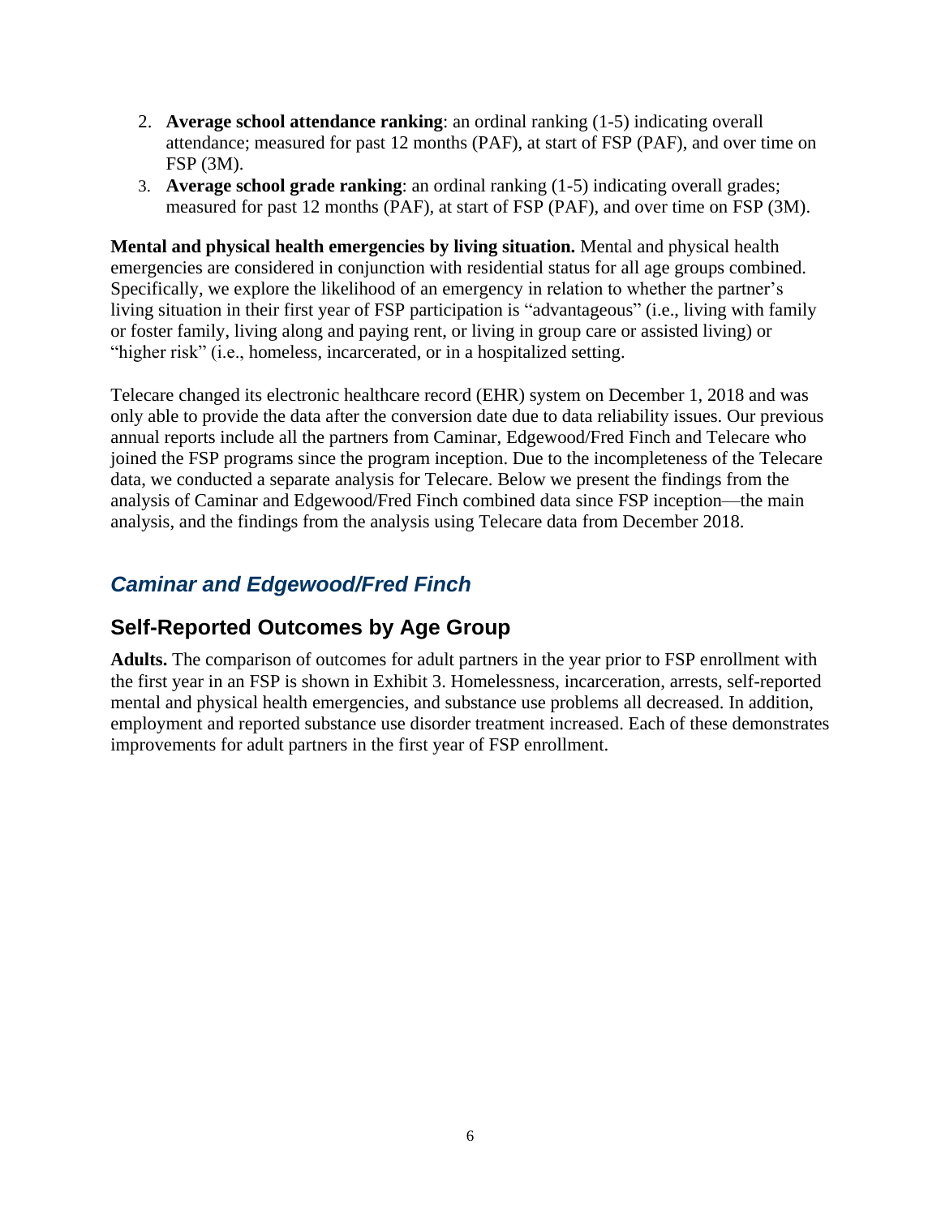2. **Average school attendance ranking**: an ordinal ranking (1-5) indicating overall attendance; measured for past 12 months (PAF), at start of FSP (PAF), and over time on FSP (3M).
3. **Average school grade ranking**: an ordinal ranking (1-5) indicating overall grades; measured for past 12 months (PAF), at start of FSP (PAF), and over time on FSP (3M).

**Mental and physical health emergencies by living situation.** Mental and physical health emergencies are considered in conjunction with residential status for all age groups combined. Specifically, we explore the likelihood of an emergency in relation to whether the partner's living situation in their first year of FSP participation is "advantageous" (i.e., living with family or foster family, living along and paying rent, or living in group care or assisted living) or "higher risk" (i.e., homeless, incarcerated, or in a hospitalized setting.

Telecare changed its electronic healthcare record (EHR) system on December 1, 2018 and was only able to provide the data after the conversion date due to data reliability issues. Our previous annual reports include all the partners from Caminar, Edgewood/Fred Finch and Telecare who joined the FSP programs since the program inception. Due to the incompleteness of the Telecare data, we conducted a separate analysis for Telecare. Below we present the findings from the analysis of Caminar and Edgewood/Fred Finch combined data since FSP inception—the main analysis, and the findings from the analysis using Telecare data from December 2018.

### *Caminar and Edgewood/Fred Finch*

## Self-Reported Outcomes by Age Group

**Adults.** The comparison of outcomes for adult partners in the year prior to FSP enrollment with the first year in an FSP is shown in Exhibit 3. Homelessness, incarceration, arrests, self-reported mental and physical health emergencies, and substance use problems all decreased. In addition, employment and reported substance use disorder treatment increased. Each of these demonstrates improvements for adult partners in the first year of FSP enrollment.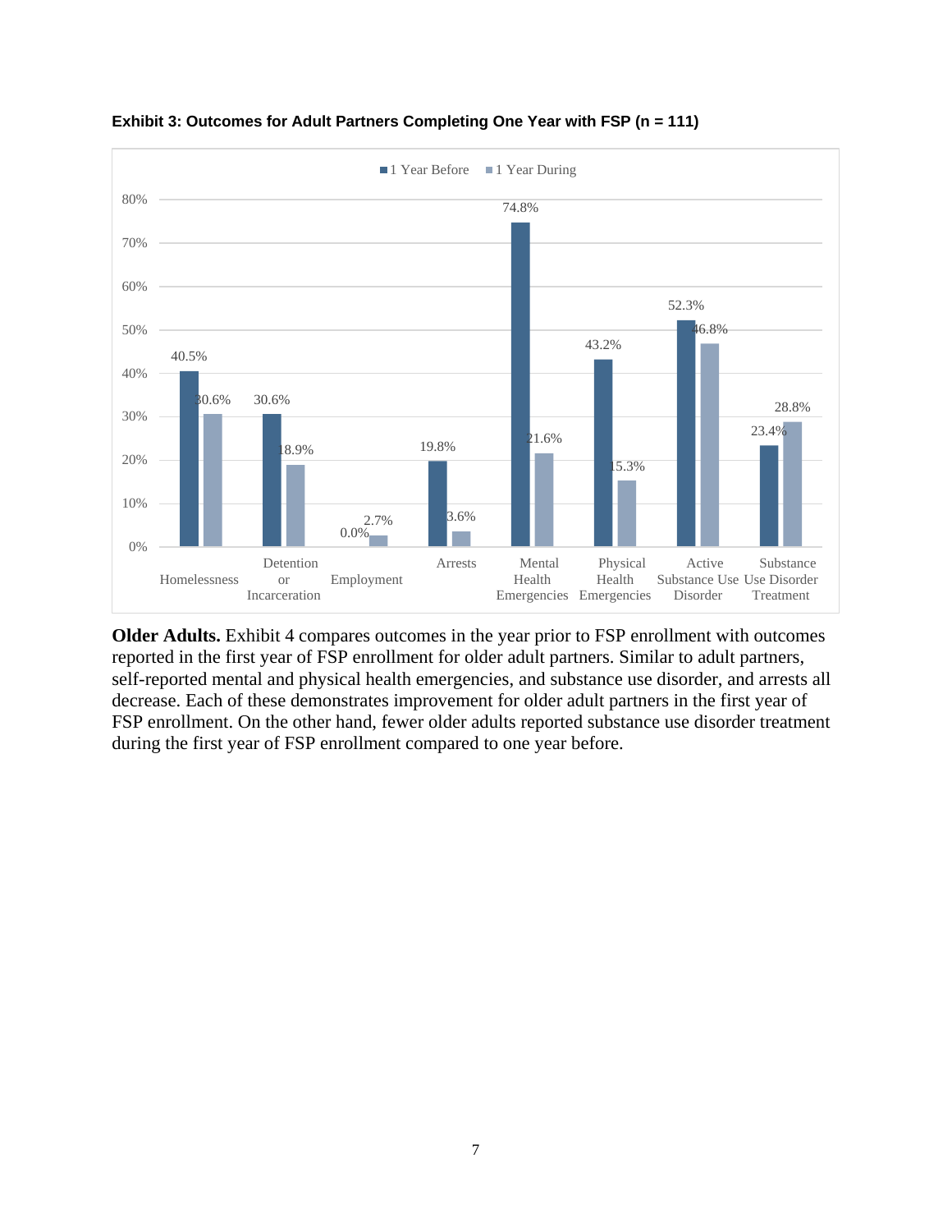**Exhibit 3: Outcomes for Adult Partners Completing One Year with FSP (n = 111)**

| Outcome | 1 Year Before | 1 Year During |
| --- | --- | --- |
| Homelessness | 40.5% | 30.6% |
| Detention or Incarceration | 30.6% | 18.9% |
| Employment | 0.0% | 2.7% |
| Arrests | 19.8% | 3.6% |
| Mental Health Emergencies | 74.8% | 21.6% |
| Physical Health Emergencies | 43.2% | 15.3% |
| Active Substance Use Disorder | 52.3% | 46.8% |
| Substance Use Disorder Treatment | 23.4% | 28.8% |

**Older Adults.** Exhibit 4 compares outcomes in the year prior to FSP enrollment with outcomes reported in the first year of FSP enrollment for older adult partners. Similar to adult partners, self-reported mental and physical health emergencies, and substance use disorder, and arrests all decrease. Each of these demonstrates improvement for older adult partners in the first year of FSP enrollment. On the other hand, fewer older adults reported substance use disorder treatment during the first year of FSP enrollment compared to one year before.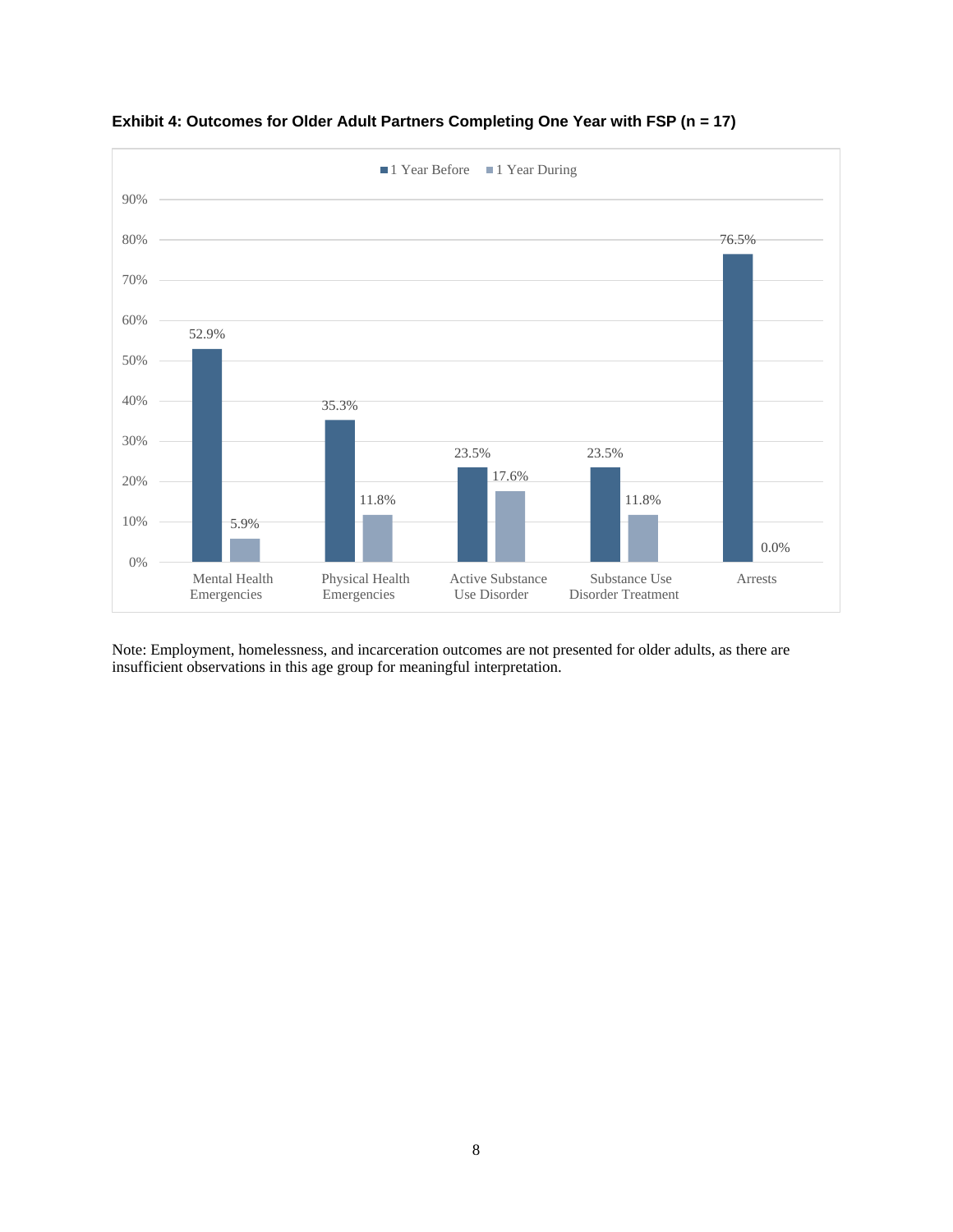**Exhibit 4: Outcomes for Older Adult Partners Completing One Year with FSP (n = 17)**

| | 1 Year Before | 1 Year During |
|---|---|---|
| Mental Health Emergencies | 52.9% | 5.9% |
| Physical Health Emergencies | 35.3% | 11.8% |
| Active Substance Use Disorder | 23.5% | 17.6% |
| Substance Use Disorder Treatment | 23.5% | 11.8% |
| Arrests | 76.5% | 0.0% |

Note: Employment, homelessness, and incarceration outcomes are not presented for older adults, as there are insufficient observations in this age group for meaningful interpretation.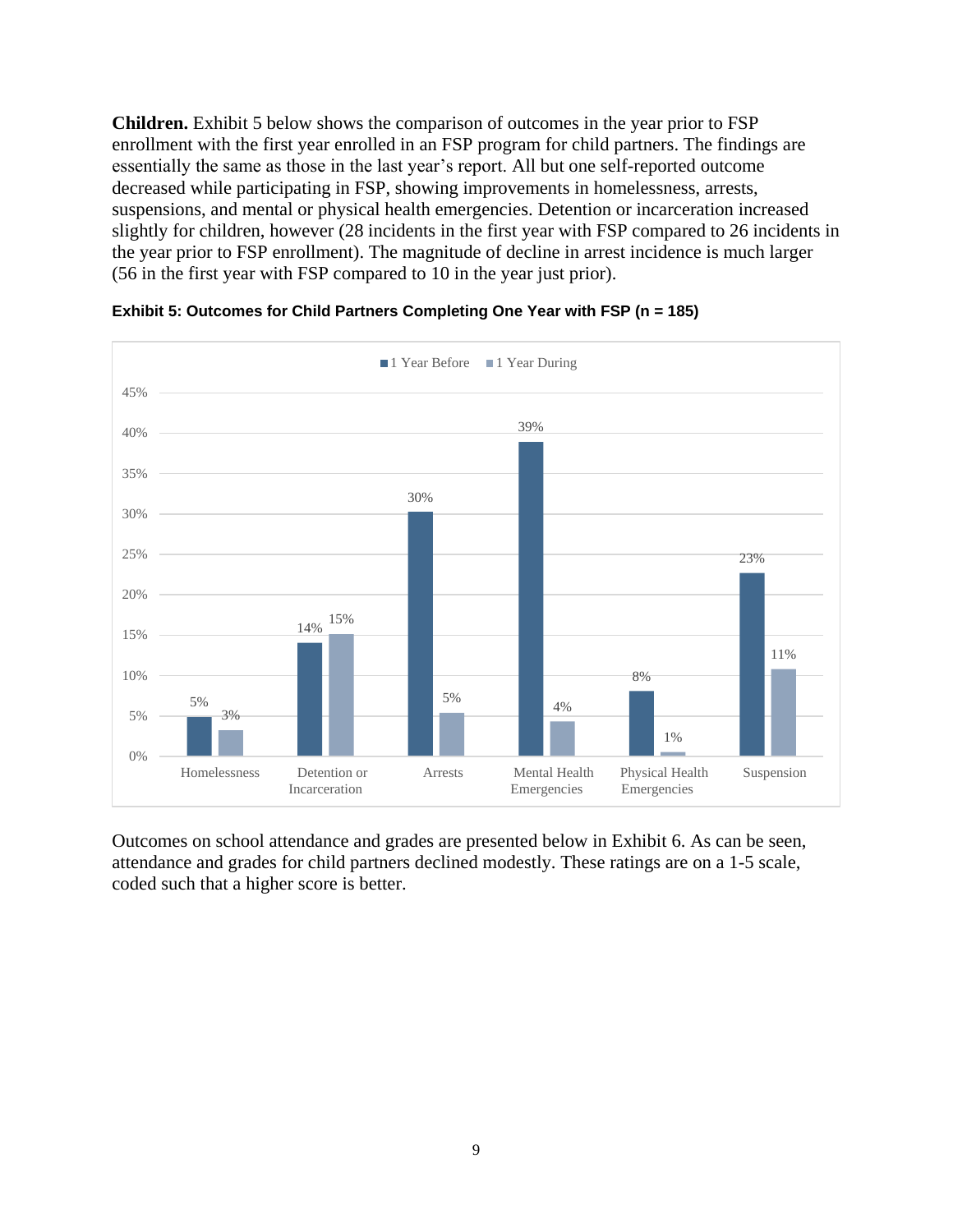**Children.** Exhibit 5 below shows the comparison of outcomes in the year prior to FSP enrollment with the first year enrolled in an FSP program for child partners. The findings are essentially the same as those in the last year's report. All but one self-reported outcome decreased while participating in FSP, showing improvements in homelessness, arrests, suspensions, and mental or physical health emergencies. Detention or incarceration increased slightly for children, however (28 incidents in the first year with FSP compared to 26 incidents in the year prior to FSP enrollment). The magnitude of decline in arrest incidence is much larger (56 in the first year with FSP compared to 10 in the year just prior).

**Exhibit 5: Outcomes for Child Partners Completing One Year with FSP (n = 185)**

| Outcome | 1 Year Before | 1 Year During |
|---|---|---|
| Homelessness | 5% | 3% |
| Detention or Incarceration | 14% | 15% |
| Arrests | 30% | 5% |
| Mental Health Emergencies | 39% | 4% |
| Physical Health Emergencies | 8% | 1% |
| Suspension | 23% | 11% |

Outcomes on school attendance and grades are presented below in Exhibit 6. As can be seen, attendance and grades for child partners declined modestly. These ratings are on a 1-5 scale, coded such that a higher score is better.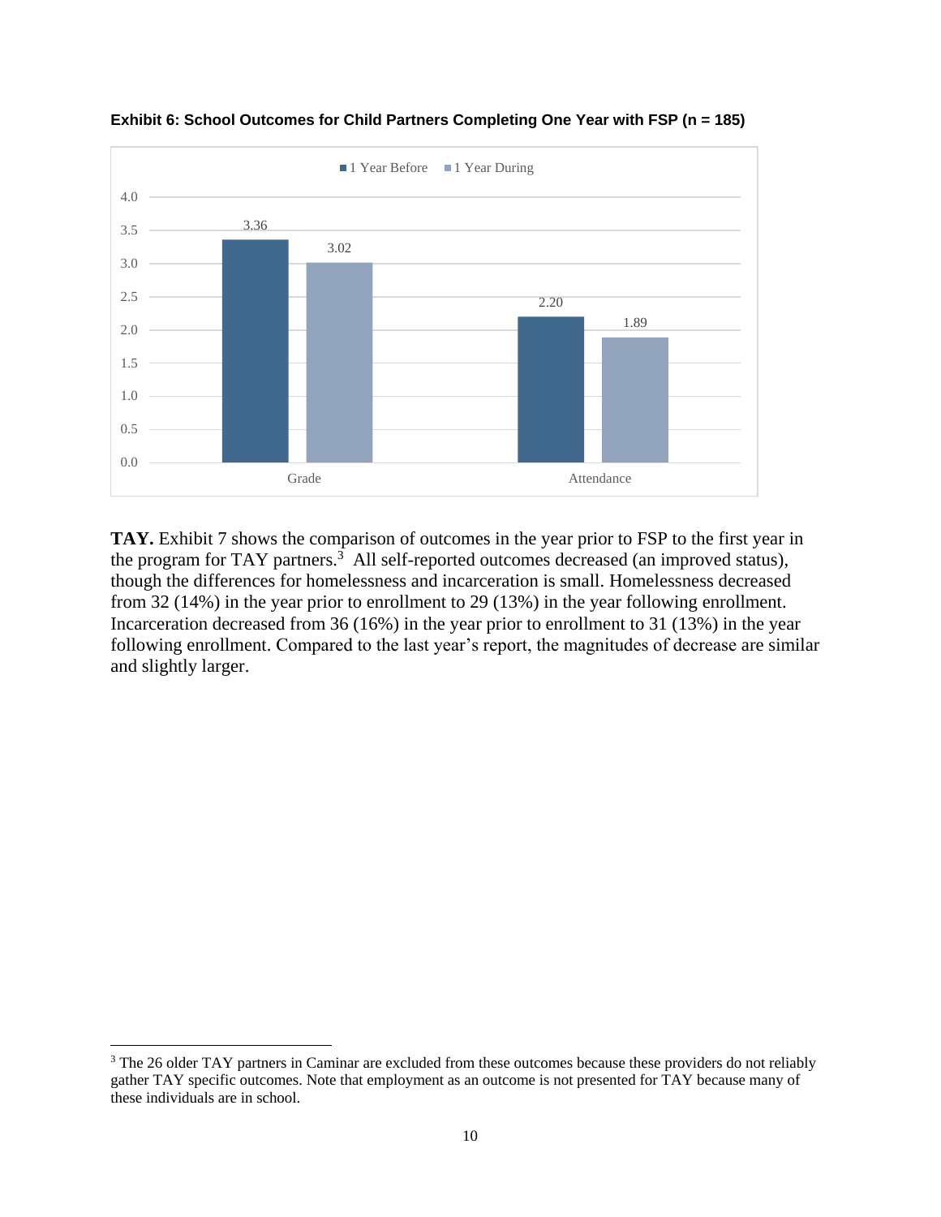**Exhibit 6: School Outcomes for Child Partners Completing One Year with FSP (n = 185)**

| | 1 Year Before | 1 Year During |
|---|---|---|
| Grade | 3.36 | 3.02 |
| Attendance | 2.20 | 1.89 |

**TAY.** Exhibit 7 shows the comparison of outcomes in the year prior to FSP to the first year in the program for TAY partners.[3] All self-reported outcomes decreased (an improved status), though the differences for homelessness and incarceration is small. Homelessness decreased from 32 (14%) in the year prior to enrollment to 29 (13%) in the year following enrollment. Incarceration decreased from 36 (16%) in the year prior to enrollment to 31 (13%) in the year following enrollment. Compared to the last year's report, the magnitudes of decrease are similar and slightly larger.

[3] The 26 older TAY partners in Caminar are excluded from these outcomes because these providers do not reliably gather TAY specific outcomes. Note that employment as an outcome is not presented for TAY because many of these individuals are in school.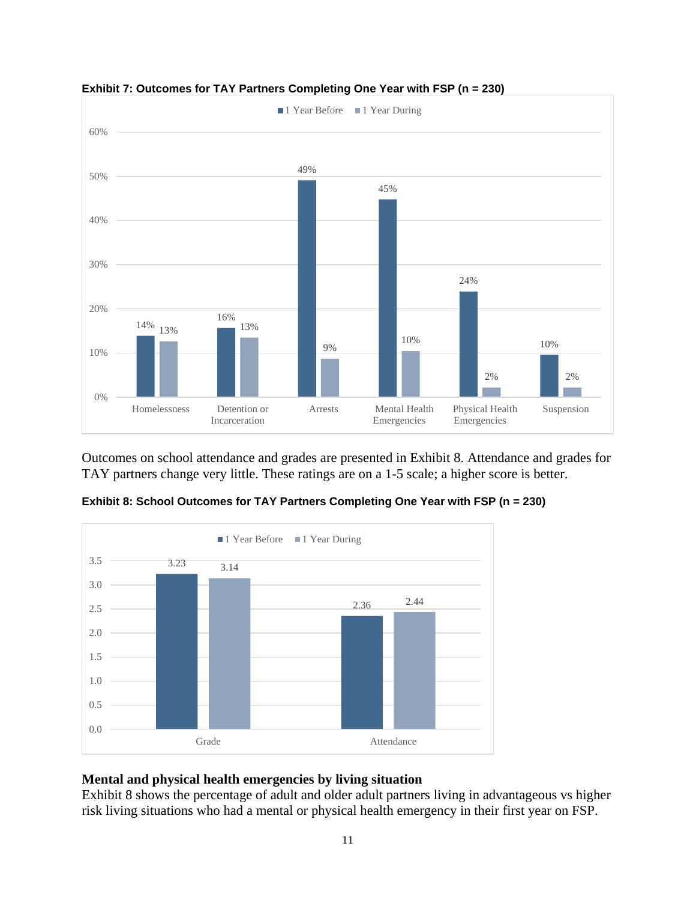**Exhibit 7: Outcomes for TAY Partners Completing One Year with FSP (n = 230)**

| | 1 Year Before | 1 Year During |
|---|---|---|
| Homelessness | 14% | 13% |
| Detention or Incarceration | 16% | 13% |
| Arrests | 49% | 9% |
| Mental Health Emergencies | 45% | 10% |
| Physical Health Emergencies | 24% | 2% |
| Suspension | 10% | 2% |

Outcomes on school attendance and grades are presented in Exhibit 8. Attendance and grades for TAY partners change very little. These ratings are on a 1-5 scale; a higher score is better.

**Exhibit 8: School Outcomes for TAY Partners Completing One Year with FSP (n = 230)**

| | 1 Year Before | 1 Year During |
|---|---|---|
| Grade | 3.23 | 3.14 |
| Attendance | 2.36 | 2.44 |

**Mental and physical health emergencies by living situation**

Exhibit 8 shows the percentage of adult and older adult partners living in advantageous vs higher risk living situations who had a mental or physical health emergency in their first year on FSP.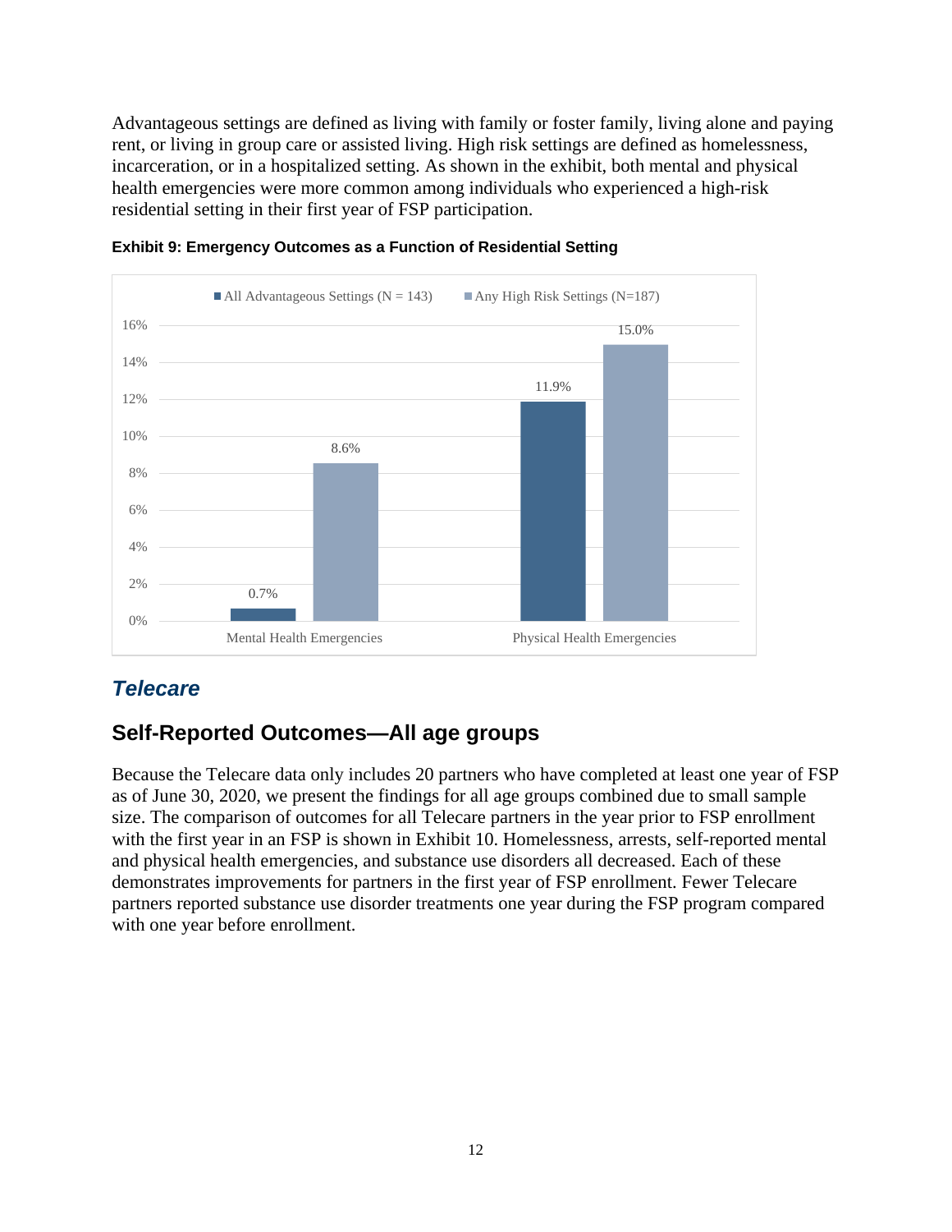Advantageous settings are defined as living with family or foster family, living alone and paying rent, or living in group care or assisted living. High risk settings are defined as homelessness, incarceration, or in a hospitalized setting. As shown in the exhibit, both mental and physical health emergencies were more common among individuals who experienced a high-risk residential setting in their first year of FSP participation.

**Exhibit 9: Emergency Outcomes as a Function of Residential Setting**

| | All Advantageous Settings (N = 143) | Any High Risk Settings (N=187) |
|---|---|---|
| Mental Health Emergencies | 0.7% | 8.6% |
| Physical Health Emergencies | 11.9% | 15.0% |

## *Telecare*

## Self-Reported Outcomes—All age groups

Because the Telecare data only includes 20 partners who have completed at least one year of FSP as of June 30, 2020, we present the findings for all age groups combined due to small sample size. The comparison of outcomes for all Telecare partners in the year prior to FSP enrollment with the first year in an FSP is shown in Exhibit 10. Homelessness, arrests, self-reported mental and physical health emergencies, and substance use disorders all decreased. Each of these demonstrates improvements for partners in the first year of FSP enrollment. Fewer Telecare partners reported substance use disorder treatments one year during the FSP program compared with one year before enrollment.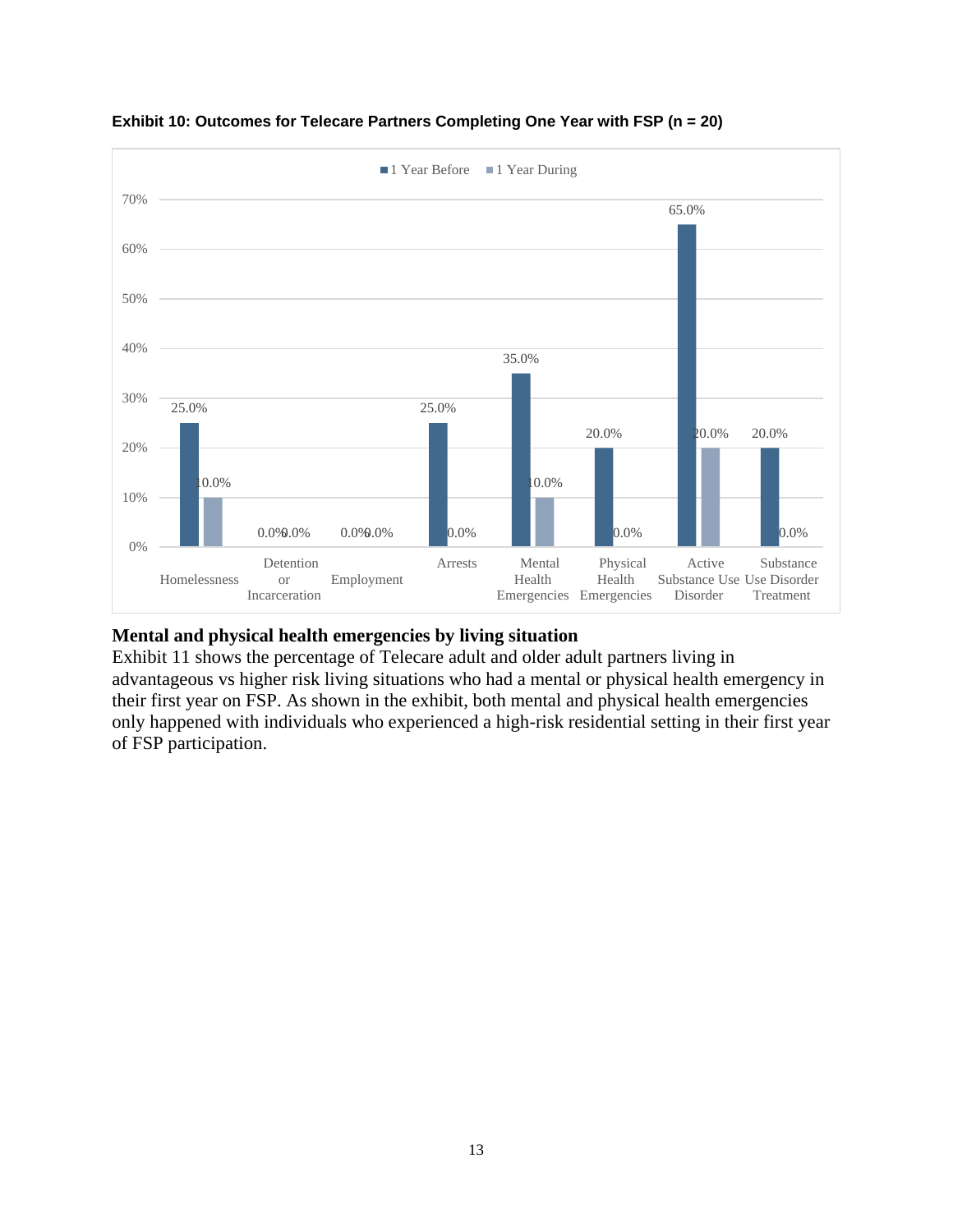**Exhibit 10: Outcomes for Telecare Partners Completing One Year with FSP (n = 20)**

| Outcome | 1 Year Before | 1 Year During |
|---|---|---|
| Homelessness | 25.0% | 10.0% |
| Detention or Incarceration | 0.0% | 0.0% |
| Employment | 0.0% | 0.0% |
| Arrests | 25.0% | 0.0% |
| Mental Health Emergencies | 35.0% | 10.0% |
| Physical Health Emergencies | 20.0% | 0.0% |
| Active Substance Use Disorder | 65.0% | 20.0% |
| Substance Use Disorder Treatment | 20.0% | 0.0% |

### Mental and physical health emergencies by living situation

Exhibit 11 shows the percentage of Telecare adult and older adult partners living in advantageous vs higher risk living situations who had a mental or physical health emergency in their first year on FSP. As shown in the exhibit, both mental and physical health emergencies only happened with individuals who experienced a high-risk residential setting in their first year of FSP participation.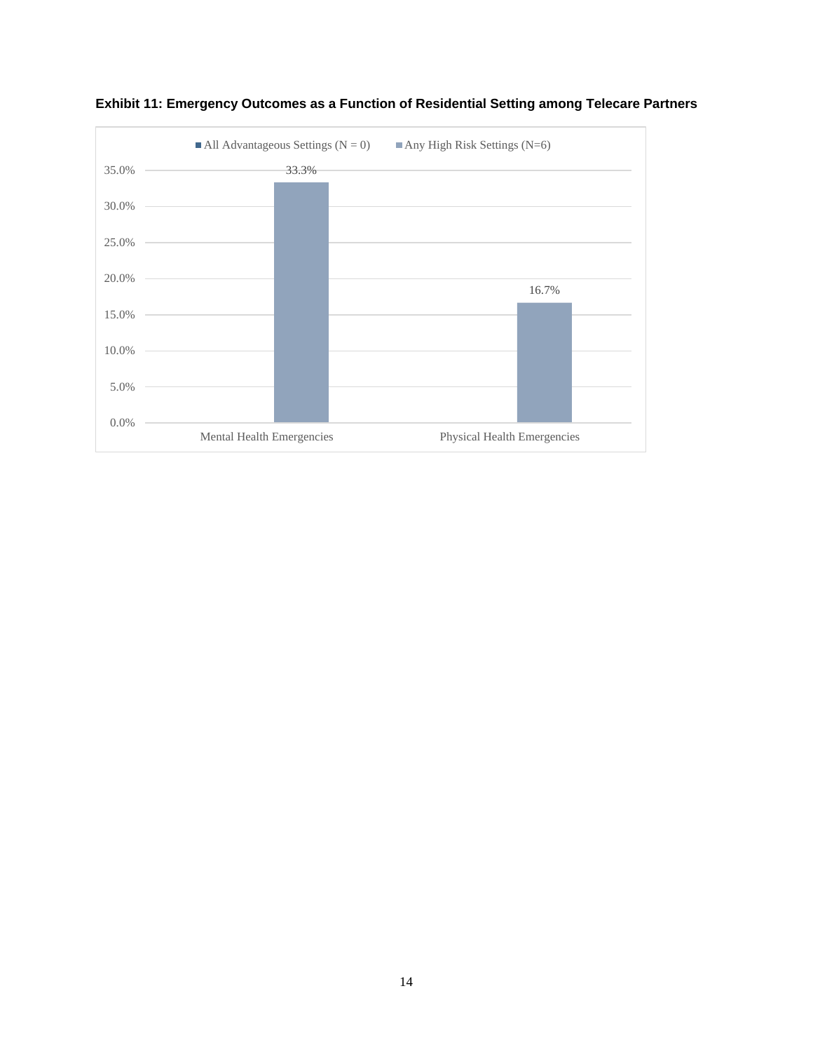**Exhibit 11: Emergency Outcomes as a Function of Residential Setting among Telecare Partners**

| | All Advantageous Settings (N = 0) | Any High Risk Settings (N=6) |
|---|---|---|
| Mental Health Emergencies | | 33.3% |
| Physical Health Emergencies | | 16.7% |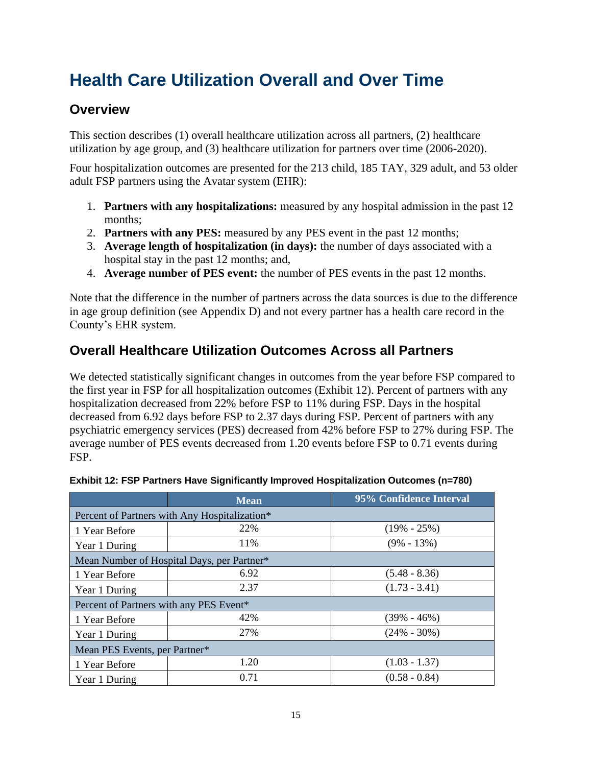# Health Care Utilization Overall and Over Time

## Overview

This section describes (1) overall healthcare utilization across all partners, (2) healthcare utilization by age group, and (3) healthcare utilization for partners over time (2006-2020).

Four hospitalization outcomes are presented for the 213 child, 185 TAY, 329 adult, and 53 older adult FSP partners using the Avatar system (EHR):

1. **Partners with any hospitalizations:** measured by any hospital admission in the past 12 months;
2. **Partners with any PES:** measured by any PES event in the past 12 months;
3. **Average length of hospitalization (in days):** the number of days associated with a hospital stay in the past 12 months; and,
4. **Average number of PES event:** the number of PES events in the past 12 months.

Note that the difference in the number of partners across the data sources is due to the difference in age group definition (see Appendix D) and not every partner has a health care record in the County's EHR system.

## Overall Healthcare Utilization Outcomes Across all Partners

We detected statistically significant changes in outcomes from the year before FSP compared to the first year in FSP for all hospitalization outcomes (Exhibit 12). Percent of partners with any hospitalization decreased from 22% before FSP to 11% during FSP. Days in the hospital decreased from 6.92 days before FSP to 2.37 days during FSP. Percent of partners with any psychiatric emergency services (PES) decreased from 42% before FSP to 27% during FSP. The average number of PES events decreased from 1.20 events before FSP to 0.71 events during FSP.

**Exhibit 12: FSP Partners Have Significantly Improved Hospitalization Outcomes (n=780)**

| | Mean | 95% Confidence Interval |
|---|---|---|
| Percent of Partners with Any Hospitalization* | | |
| 1 Year Before | 22% | (19% - 25%) |
| Year 1 During | 11% | (9% - 13%) |
| Mean Number of Hospital Days, per Partner* | | |
| 1 Year Before | 6.92 | (5.48 - 8.36) |
| Year 1 During | 2.37 | (1.73 - 3.41) |
| Percent of Partners with any PES Event* | | |
| 1 Year Before | 42% | (39% - 46%) |
| Year 1 During | 27% | (24% - 30%) |
| Mean PES Events, per Partner* | | |
| 1 Year Before | 1.20 | (1.03 - 1.37) |
| Year 1 During | 0.71 | (0.58 - 0.84) |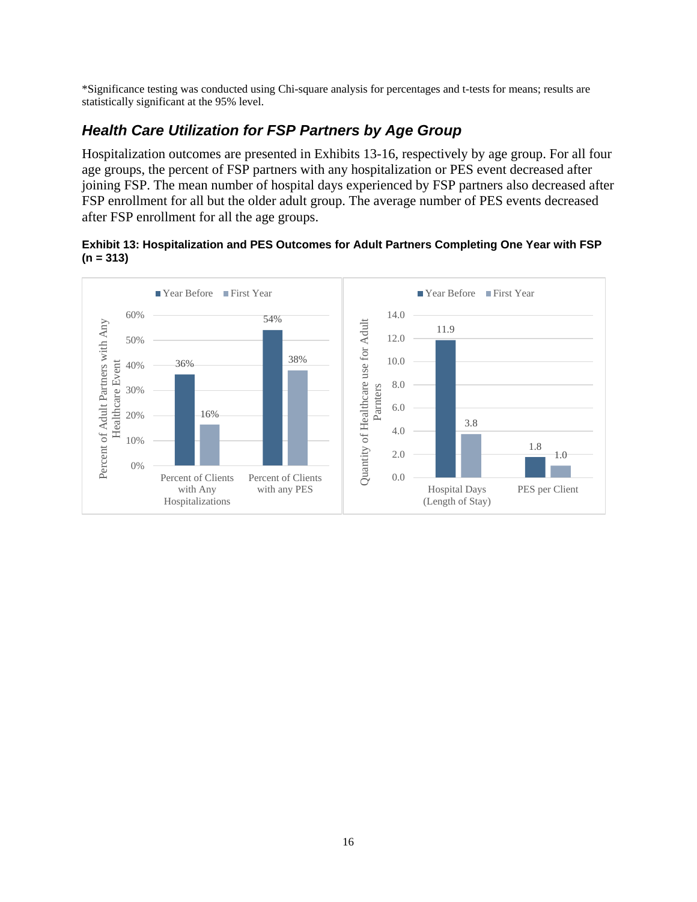*Significance testing was conducted using Chi-square analysis for percentages and t-tests for means; results are statistically significant at the 95% level.

## Health Care Utilization for FSP Partners by Age Group

Hospitalization outcomes are presented in Exhibits 13-16, respectively by age group. For all four age groups, the percent of FSP partners with any hospitalization or PES event decreased after joining FSP. The mean number of hospital days experienced by FSP partners also decreased after FSP enrollment for all but the older adult group. The average number of PES events decreased after FSP enrollment for all the age groups.

**Exhibit 13: Hospitalization and PES Outcomes for Adult Partners Completing One Year with FSP (n = 313)**

| Percent of Adult Partners with Any Healthcare Event | Year Before | First Year |
|---|---|---|
| Percent of Clients with Any Hospitalizations | 36% | 16% |
| Percent of Clients with any PES | 54% | 38% |

| Quantity of Healthcare use for Adult Parnters | Year Before | First Year |
|---|---|---|
| Hospital Days (Length of Stay) | 11.9 | 3.8 |
| PES per Client | 1.8 | 1.0 |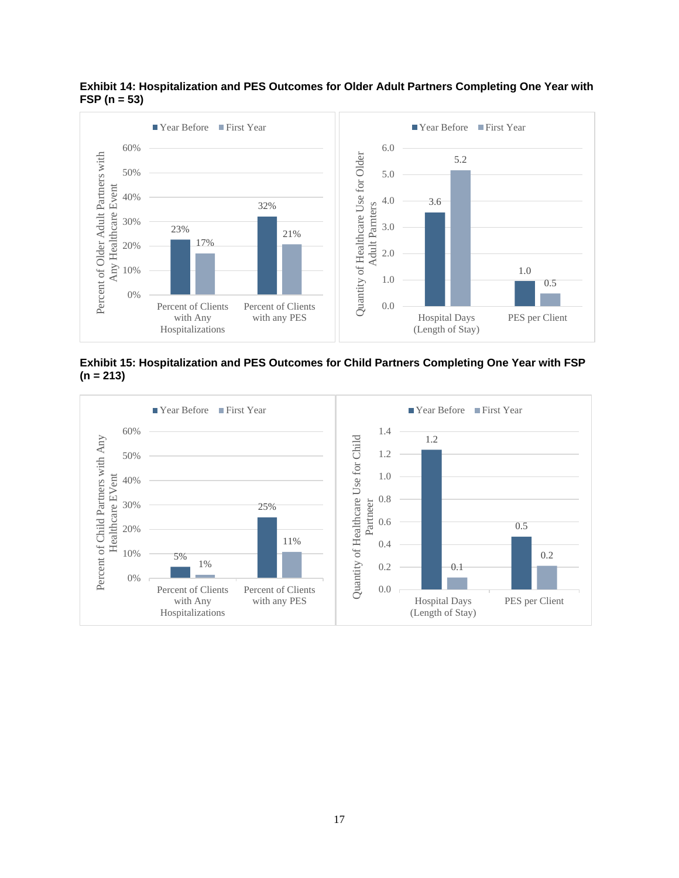**Exhibit 14: Hospitalization and PES Outcomes for Older Adult Partners Completing One Year with FSP (n = 53)**

| | Year Before | First Year |
|---|---|---|
| Percent of Clients with Any Hospitalizations | 23% | 17% |
| Percent of Clients with any PES | 32% | 21% |

| | Year Before | First Year |
|---|---|---|
| Hospital Days (Length of Stay) | 3.6 | 5.2 |
| PES per Client | 1.0 | 0.5 |

**Exhibit 15: Hospitalization and PES Outcomes for Child Partners Completing One Year with FSP (n = 213)**

| | Year Before | First Year |
|---|---|---|
| Percent of Clients with Any Hospitalizations | 5% | 1% |
| Percent of Clients with any PES | 25% | 11% |

| | Year Before | First Year |
|---|---|---|
| Hospital Days (Length of Stay) | 1.2 | 0.1 |
| PES per Client | 0.5 | 0.2 |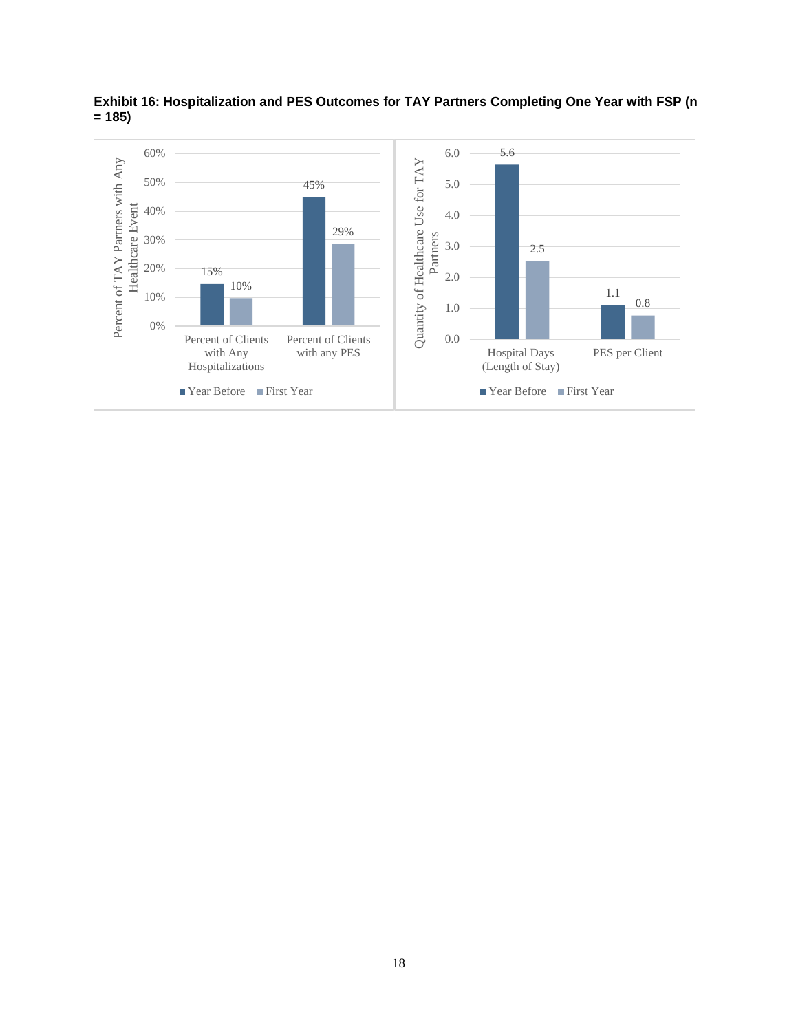**Exhibit 16: Hospitalization and PES Outcomes for TAY Partners Completing One Year with FSP (n = 185)**

Percent of TAY Partners with Any Healthcare Event

| | Year Before | First Year |
|---|---|---|
| Percent of Clients with Any Hospitalizations | 15% | 10% |
| Percent of Clients with any PES | 45% | 29% |

Quantity of Healthcare Use for TAY Partners

| | Year Before | First Year |
|---|---|---|
| Hospital Days (Length of Stay) | 5.6 | 2.5 |
| PES per Client | 1.1 | 0.8 |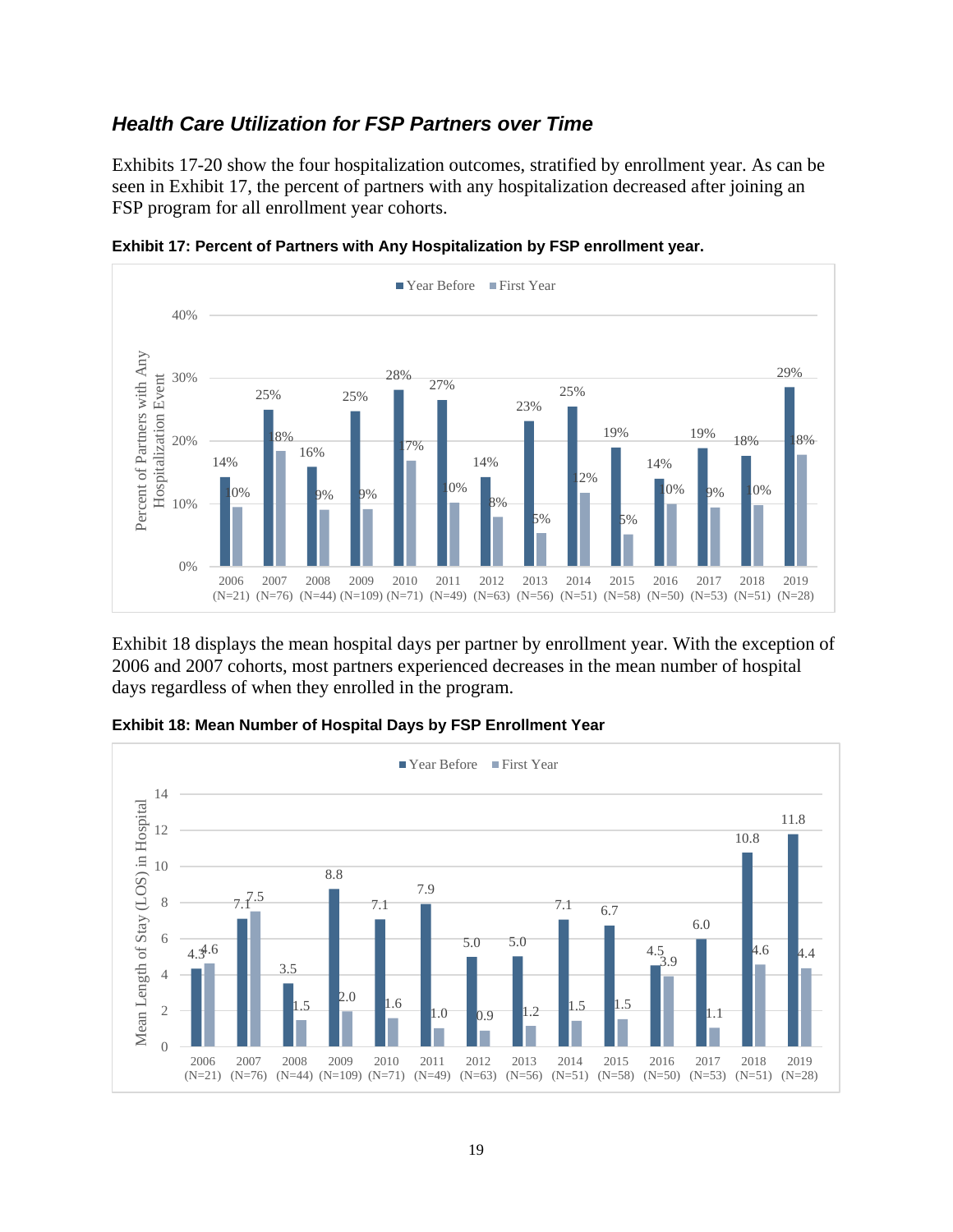## *Health Care Utilization for FSP Partners over Time*

Exhibits 17-20 show the four hospitalization outcomes, stratified by enrollment year. As can be seen in Exhibit 17, the percent of partners with any hospitalization decreased after joining an FSP program for all enrollment year cohorts.

**Exhibit 17: Percent of Partners with Any Hospitalization by FSP enrollment year.**

| Enrollment Year | Year Before | First Year |
|---|---|---|
| 2006 (N=21) | 14% | 10% |
| 2007 (N=76) | 25% | 18% |
| 2008 (N=44) | 16% | 9% |
| 2009 (N=109) | 25% | 9% |
| 2010 (N=71) | 28% | 17% |
| 2011 (N=49) | 27% | 10% |
| 2012 (N=63) | 14% | 8% |
| 2013 (N=56) | 23% | 5% |
| 2014 (N=51) | 25% | 12% |
| 2015 (N=58) | 19% | 5% |
| 2016 (N=50) | 14% | 10% |
| 2017 (N=53) | 19% | 9% |
| 2018 (N=51) | 18% | 10% |
| 2019 (N=28) | 29% | 18% |

Exhibit 18 displays the mean hospital days per partner by enrollment year. With the exception of 2006 and 2007 cohorts, most partners experienced decreases in the mean number of hospital days regardless of when they enrolled in the program.

**Exhibit 18: Mean Number of Hospital Days by FSP Enrollment Year**

| Enrollment Year | Year Before | First Year |
|---|---|---|
| 2006 (N=21) | 4.3 | 4.6 |
| 2007 (N=76) | 7.1 | 7.5 |
| 2008 (N=44) | 3.5 | 1.5 |
| 2009 (N=109) | 8.8 | 2.0 |
| 2010 (N=71) | 7.1 | 1.6 |
| 2011 (N=49) | 7.9 | 1.0 |
| 2012 (N=63) | 5.0 | 0.9 |
| 2013 (N=56) | 5.0 | 1.2 |
| 2014 (N=51) | 7.1 | 1.5 |
| 2015 (N=58) | 6.7 | 1.5 |
| 2016 (N=50) | 4.5 | 3.9 |
| 2017 (N=53) | 6.0 | 1.1 |
| 2018 (N=51) | 10.8 | 4.6 |
| 2019 (N=28) | 11.8 | 4.4 |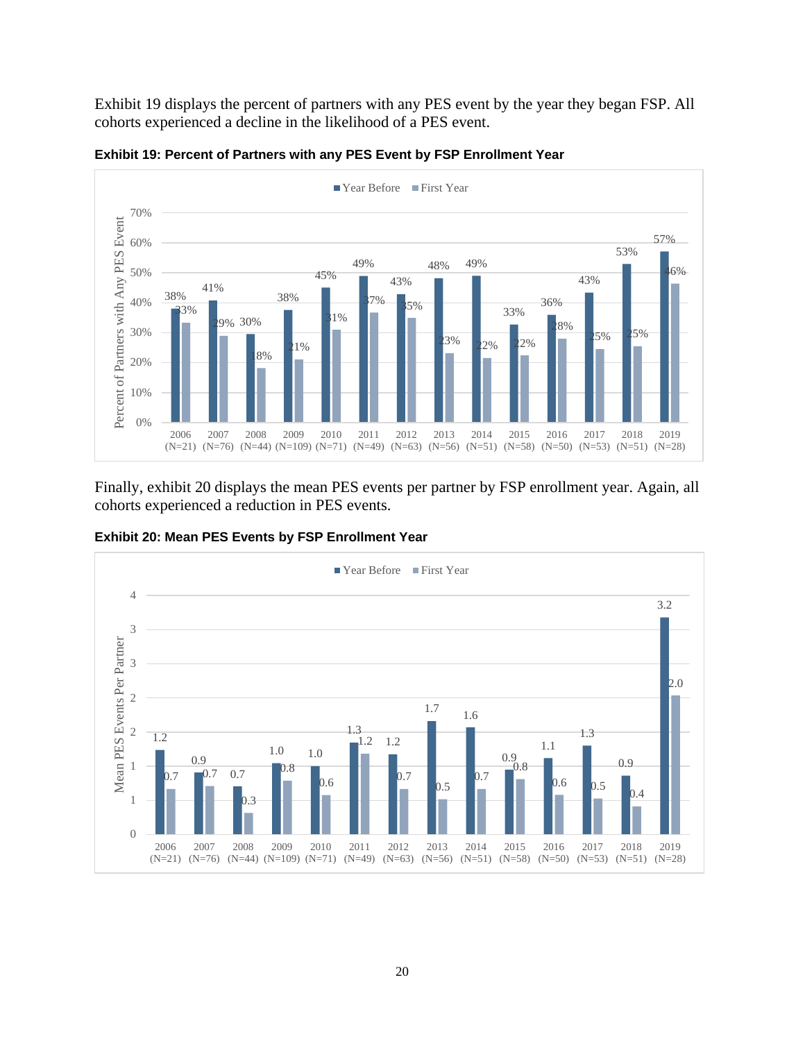Exhibit 19 displays the percent of partners with any PES event by the year they began FSP. All cohorts experienced a decline in the likelihood of a PES event.

**Exhibit 19: Percent of Partners with any PES Event by FSP Enrollment Year**

| FSP Enrollment Year | Year Before | First Year |
|---|---|---|
| 2006 (N=21) | 38% | 33% |
| 2007 (N=76) | 41% | 29% |
| 2008 (N=44) | 30% | 18% |
| 2009 (N=109) | 38% | 21% |
| 2010 (N=71) | 45% | 31% |
| 2011 (N=49) | 49% | 37% |
| 2012 (N=63) | 43% | 35% |
| 2013 (N=56) | 48% | 23% |
| 2014 (N=51) | 49% | 22% |
| 2015 (N=58) | 33% | 22% |
| 2016 (N=50) | 36% | 28% |
| 2017 (N=53) | 43% | 25% |
| 2018 (N=51) | 53% | 25% |
| 2019 (N=28) | 57% | 46% |

Finally, exhibit 20 displays the mean PES events per partner by FSP enrollment year. Again, all cohorts experienced a reduction in PES events.

**Exhibit 20: Mean PES Events by FSP Enrollment Year**

| FSP Enrollment Year | Year Before | First Year |
|---|---|---|
| 2006 (N=21) | 1.2 | 0.7 |
| 2007 (N=76) | 0.9 | 0.7 |
| 2008 (N=44) | 0.7 | 0.3 |
| 2009 (N=109) | 1.0 | 0.8 |
| 2010 (N=71) | 1.0 | 0.6 |
| 2011 (N=49) | 1.3 | 1.2 |
| 2012 (N=63) | 1.2 | 0.7 |
| 2013 (N=56) | 1.7 | 0.5 |
| 2014 (N=51) | 1.6 | 0.7 |
| 2015 (N=58) | 0.9 | 0.8 |
| 2016 (N=50) | 1.1 | 0.6 |
| 2017 (N=53) | 1.3 | 0.5 |
| 2018 (N=51) | 0.9 | 0.4 |
| 2019 (N=28) | 3.2 | 2.0 |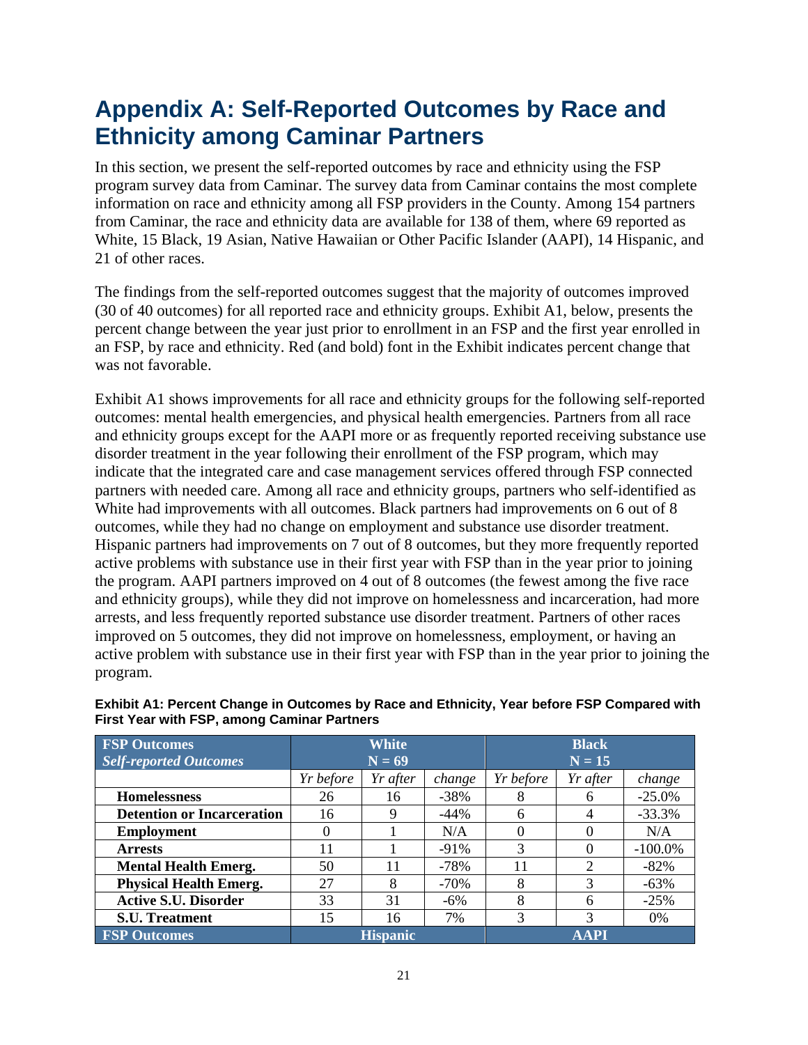# Appendix A: Self-Reported Outcomes by Race and Ethnicity among Caminar Partners

In this section, we present the self-reported outcomes by race and ethnicity using the FSP program survey data from Caminar. The survey data from Caminar contains the most complete information on race and ethnicity among all FSP providers in the County. Among 154 partners from Caminar, the race and ethnicity data are available for 138 of them, where 69 reported as White, 15 Black, 19 Asian, Native Hawaiian or Other Pacific Islander (AAPI), 14 Hispanic, and 21 of other races.

The findings from the self-reported outcomes suggest that the majority of outcomes improved (30 of 40 outcomes) for all reported race and ethnicity groups. Exhibit A1, below, presents the percent change between the year just prior to enrollment in an FSP and the first year enrolled in an FSP, by race and ethnicity. Red (and bold) font in the Exhibit indicates percent change that was not favorable.

Exhibit A1 shows improvements for all race and ethnicity groups for the following self-reported outcomes: mental health emergencies, and physical health emergencies. Partners from all race and ethnicity groups except for the AAPI more or as frequently reported receiving substance use disorder treatment in the year following their enrollment of the FSP program, which may indicate that the integrated care and case management services offered through FSP connected partners with needed care. Among all race and ethnicity groups, partners who self-identified as White had improvements with all outcomes. Black partners had improvements on 6 out of 8 outcomes, while they had no change on employment and substance use disorder treatment. Hispanic partners had improvements on 7 out of 8 outcomes, but they more frequently reported active problems with substance use in their first year with FSP than in the year prior to joining the program. AAPI partners improved on 4 out of 8 outcomes (the fewest among the five race and ethnicity groups), while they did not improve on homelessness and incarceration, had more arrests, and less frequently reported substance use disorder treatment. Partners of other races improved on 5 outcomes, they did not improve on homelessness, employment, or having an active problem with substance use in their first year with FSP than in the year prior to joining the program.

**Exhibit A1: Percent Change in Outcomes by Race and Ethnicity, Year before FSP Compared with First Year with FSP, among Caminar Partners**

| **FSP Outcomes** *Self-reported Outcomes* | **White N = 69** | | | **Black N = 15** | | |
|---|---|---|---|---|---|---|
| | *Yr before* | *Yr after* | *change* | *Yr before* | *Yr after* | *change* |
| **Homelessness** | 26 | 16 | -38% | 8 | 6 | -25.0% |
| **Detention or Incarceration** | 16 | 9 | -44% | 6 | 4 | -33.3% |
| **Employment** | 0 | 1 | N/A | 0 | 0 | N/A |
| **Arrests** | 11 | 1 | -91% | 3 | 0 | -100.0% |
| **Mental Health Emerg.** | 50 | 11 | -78% | 11 | 2 | -82% |
| **Physical Health Emerg.** | 27 | 8 | -70% | 8 | 3 | -63% |
| **Active S.U. Disorder** | 33 | 31 | -6% | 8 | 6 | -25% |
| **S.U. Treatment** | 15 | 16 | 7% | 3 | 3 | 0% |
| **FSP Outcomes** | **Hispanic** | | | **AAPI** | | |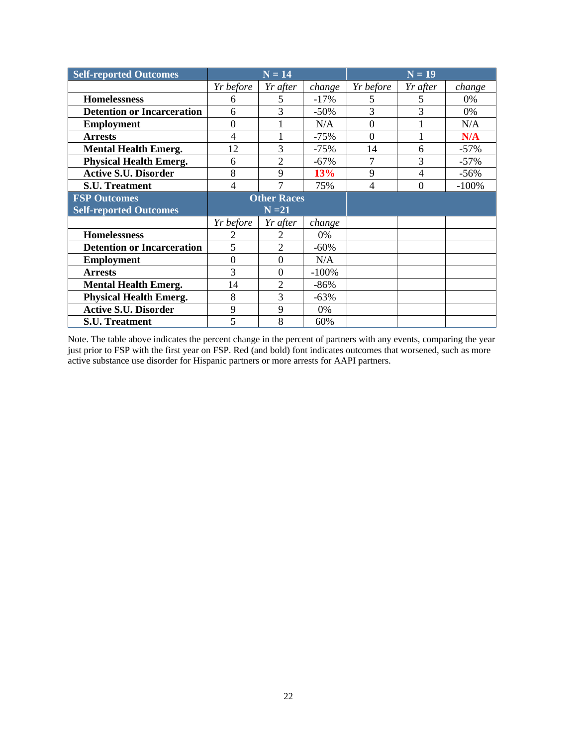| Self-reported Outcomes | N = 14 | | | N = 19 | | |
|---|---|---|---|---|---|---|
| | *Yr before* | *Yr after* | *change* | *Yr before* | *Yr after* | *change* |
| **Homelessness** | 6 | 5 | -17% | 5 | 5 | 0% |
| **Detention or Incarceration** | 6 | 3 | -50% | 3 | 3 | 0% |
| **Employment** | 0 | 1 | N/A | 0 | 1 | N/A |
| **Arrests** | 4 | 1 | -75% | 0 | 1 | **N/A** |
| **Mental Health Emerg.** | 12 | 3 | -75% | 14 | 6 | -57% |
| **Physical Health Emerg.** | 6 | 2 | -67% | 7 | 3 | -57% |
| **Active S.U. Disorder** | 8 | 9 | **13%** | 9 | 4 | -56% |
| **S.U. Treatment** | 4 | 7 | 75% | 4 | 0 | -100% |

| FSP Outcomes Self-reported Outcomes | Other Races N =21 | | |
|---|---|---|---|
| | *Yr before* | *Yr after* | *change* |
| **Homelessness** | 2 | 2 | 0% |
| **Detention or Incarceration** | 5 | 2 | -60% |
| **Employment** | 0 | 0 | N/A |
| **Arrests** | 3 | 0 | -100% |
| **Mental Health Emerg.** | 14 | 2 | -86% |
| **Physical Health Emerg.** | 8 | 3 | -63% |
| **Active S.U. Disorder** | 9 | 9 | 0% |
| **S.U. Treatment** | 5 | 8 | 60% |

Note. The table above indicates the percent change in the percent of partners with any events, comparing the year just prior to FSP with the first year on FSP. Red (and bold) font indicates outcomes that worsened, such as more active substance use disorder for Hispanic partners or more arrests for AAPI partners.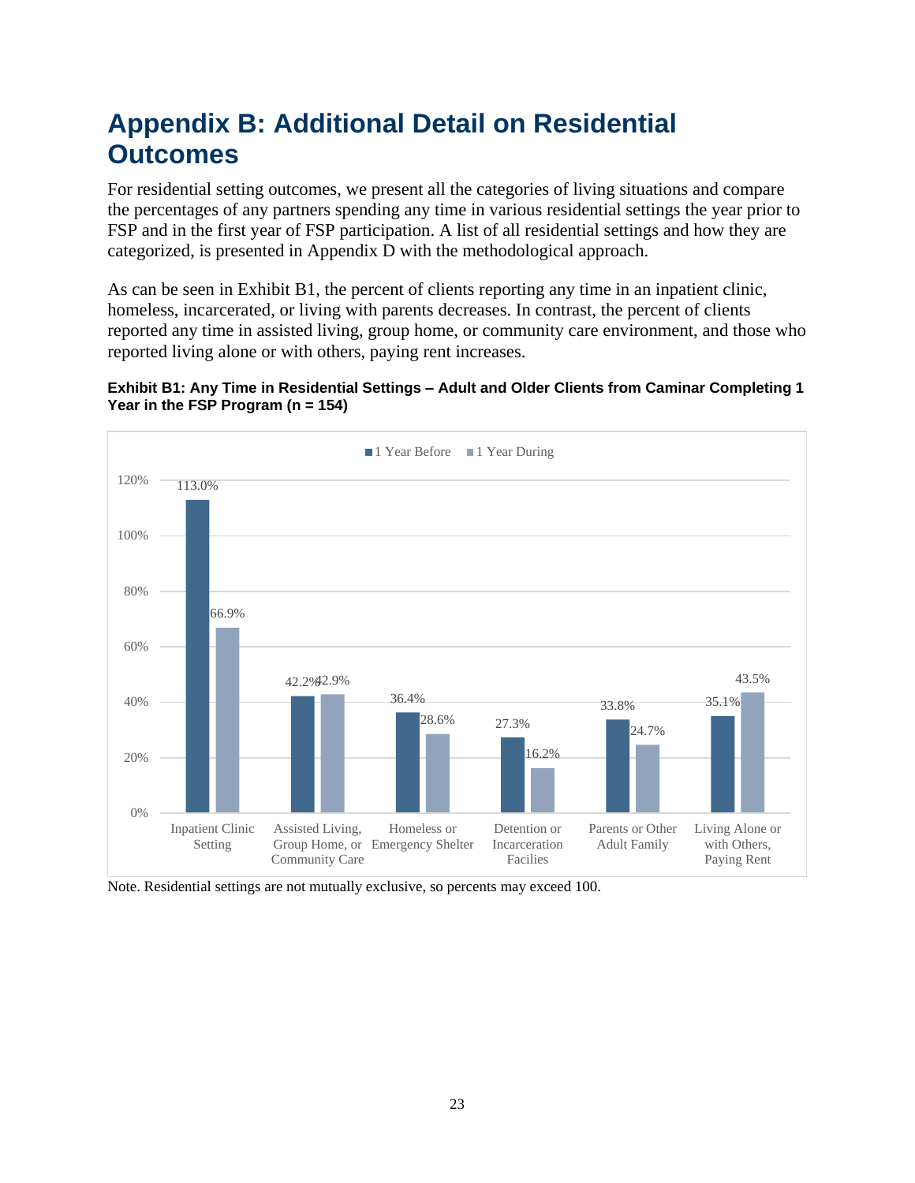# Appendix B: Additional Detail on Residential Outcomes

For residential setting outcomes, we present all the categories of living situations and compare the percentages of any partners spending any time in various residential settings the year prior to FSP and in the first year of FSP participation. A list of all residential settings and how they are categorized, is presented in Appendix D with the methodological approach.

As can be seen in Exhibit B1, the percent of clients reporting any time in an inpatient clinic, homeless, incarcerated, or living with parents decreases. In contrast, the percent of clients reported any time in assisted living, group home, or community care environment, and those who reported living alone or with others, paying rent increases.

**Exhibit B1: Any Time in Residential Settings – Adult and Older Clients from Caminar Completing 1 Year in the FSP Program (n = 154)**

| Residential Setting | 1 Year Before | 1 Year During |
|---|---|---|
| Inpatient Clinic Setting | 113.0% | 66.9% |
| Assisted Living, Group Home, or Community Care | 42.2% | 42.9% |
| Homeless or Emergency Shelter | 36.4% | 28.6% |
| Detention or Incarceration Facilies | 27.3% | 16.2% |
| Parents or Other Adult Family | 33.8% | 24.7% |
| Living Alone or with Others, Paying Rent | 35.1% | 43.5% |

Note. Residential settings are not mutually exclusive, so percents may exceed 100.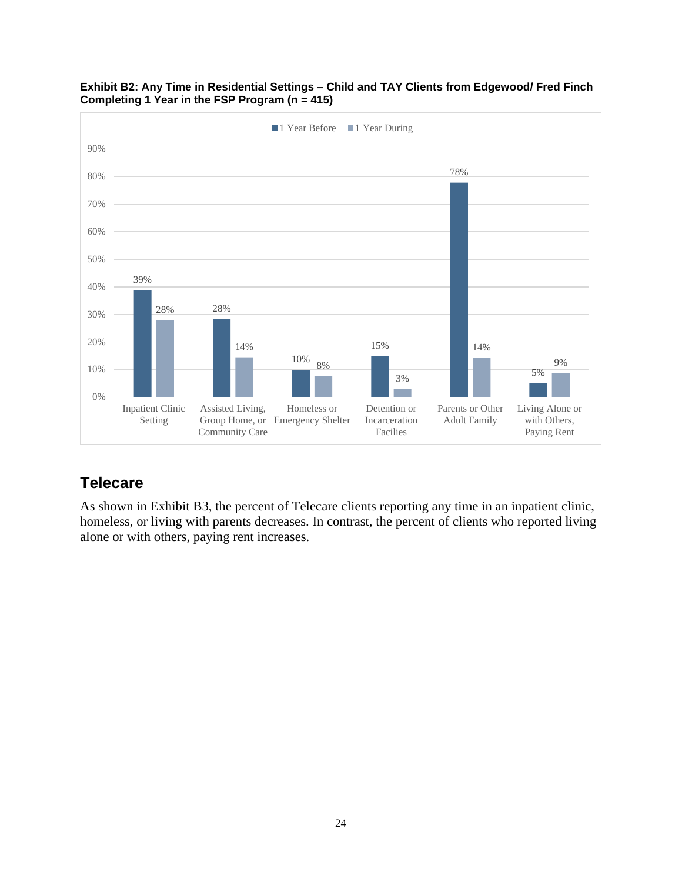**Exhibit B2: Any Time in Residential Settings – Child and TAY Clients from Edgewood/ Fred Finch Completing 1 Year in the FSP Program (n = 415)**

| | 1 Year Before | 1 Year During |
|---|---|---|
| Inpatient Clinic Setting | 39% | 28% |
| Assisted Living, Group Home, or Community Care | 28% | 14% |
| Homeless or Emergency Shelter | 10% | 8% |
| Detention or Incarceration Facilies | 15% | 3% |
| Parents or Other Adult Family | 78% | 14% |
| Living Alone or with Others, Paying Rent | 5% | 9% |

## Telecare

As shown in Exhibit B3, the percent of Telecare clients reporting any time in an inpatient clinic, homeless, or living with parents decreases. In contrast, the percent of clients who reported living alone or with others, paying rent increases.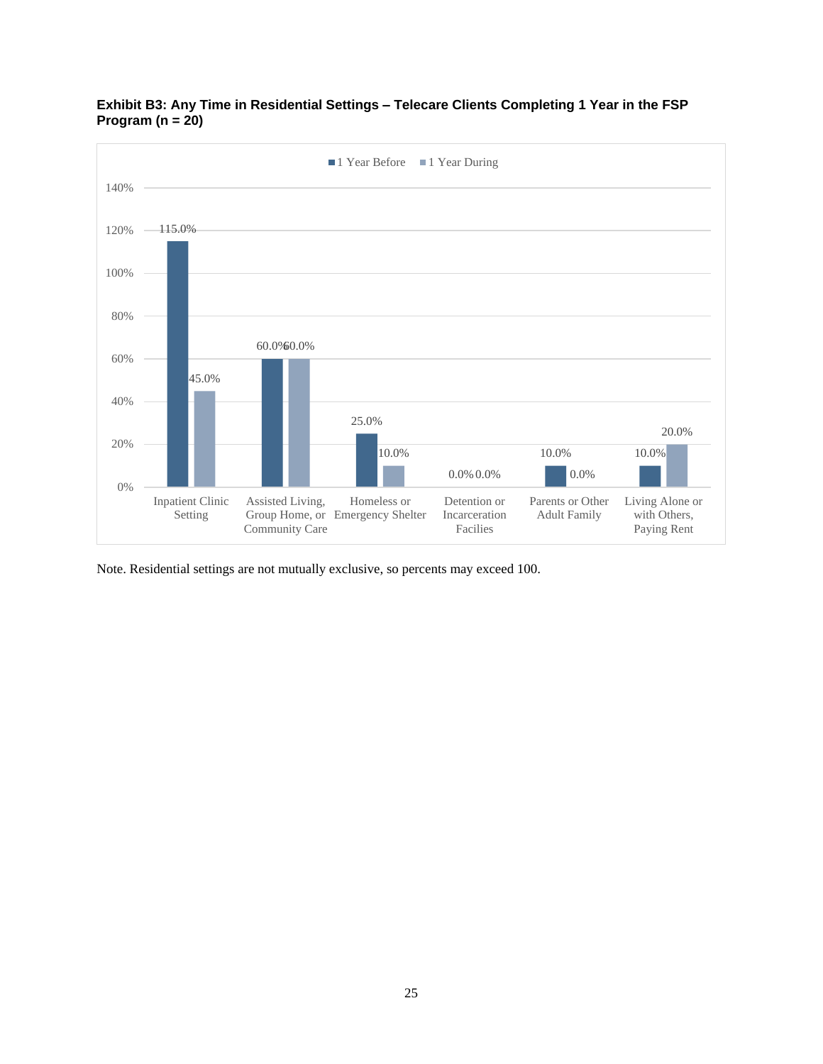**Exhibit B3: Any Time in Residential Settings – Telecare Clients Completing 1 Year in the FSP Program (n = 20)**

| Residential Setting | 1 Year Before | 1 Year During |
|---|---|---|
| Inpatient Clinic Setting | 115.0% | 45.0% |
| Assisted Living, Group Home, or Community Care | 60.0% | 60.0% |
| Homeless or Emergency Shelter | 25.0% | 10.0% |
| Detention or Incarceration Facilies | 0.0% | 0.0% |
| Parents or Other Adult Family | 10.0% | 0.0% |
| Living Alone or with Others, Paying Rent | 10.0% | 20.0% |

Note. Residential settings are not mutually exclusive, so percents may exceed 100.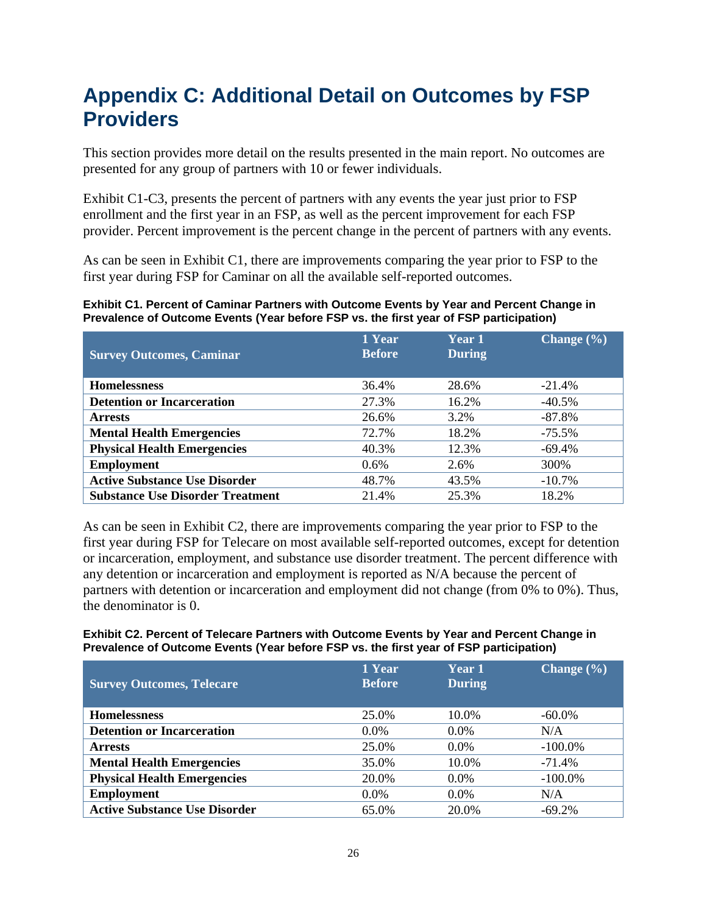# Appendix C: Additional Detail on Outcomes by FSP Providers

This section provides more detail on the results presented in the main report. No outcomes are presented for any group of partners with 10 or fewer individuals.

Exhibit C1-C3, presents the percent of partners with any events the year just prior to FSP enrollment and the first year in an FSP, as well as the percent improvement for each FSP provider. Percent improvement is the percent change in the percent of partners with any events.

As can be seen in Exhibit C1, there are improvements comparing the year prior to FSP to the first year during FSP for Caminar on all the available self-reported outcomes.

**Exhibit C1. Percent of Caminar Partners with Outcome Events by Year and Percent Change in Prevalence of Outcome Events (Year before FSP vs. the first year of FSP participation)**

| Survey Outcomes, Caminar | 1 Year Before | Year 1 During | Change (%) |
|---|---|---|---|
| **Homelessness** | 36.4% | 28.6% | -21.4% |
| **Detention or Incarceration** | 27.3% | 16.2% | -40.5% |
| **Arrests** | 26.6% | 3.2% | -87.8% |
| **Mental Health Emergencies** | 72.7% | 18.2% | -75.5% |
| **Physical Health Emergencies** | 40.3% | 12.3% | -69.4% |
| **Employment** | 0.6% | 2.6% | 300% |
| **Active Substance Use Disorder** | 48.7% | 43.5% | -10.7% |
| **Substance Use Disorder Treatment** | 21.4% | 25.3% | 18.2% |

As can be seen in Exhibit C2, there are improvements comparing the year prior to FSP to the first year during FSP for Telecare on most available self-reported outcomes, except for detention or incarceration, employment, and substance use disorder treatment. The percent difference with any detention or incarceration and employment is reported as N/A because the percent of partners with detention or incarceration and employment did not change (from 0% to 0%). Thus, the denominator is 0.

**Exhibit C2. Percent of Telecare Partners with Outcome Events by Year and Percent Change in Prevalence of Outcome Events (Year before FSP vs. the first year of FSP participation)**

| Survey Outcomes, Telecare | 1 Year Before | Year 1 During | Change (%) |
|---|---|---|---|
| **Homelessness** | 25.0% | 10.0% | -60.0% |
| **Detention or Incarceration** | 0.0% | 0.0% | N/A |
| **Arrests** | 25.0% | 0.0% | -100.0% |
| **Mental Health Emergencies** | 35.0% | 10.0% | -71.4% |
| **Physical Health Emergencies** | 20.0% | 0.0% | -100.0% |
| **Employment** | 0.0% | 0.0% | N/A |
| **Active Substance Use Disorder** | 65.0% | 20.0% | -69.2% |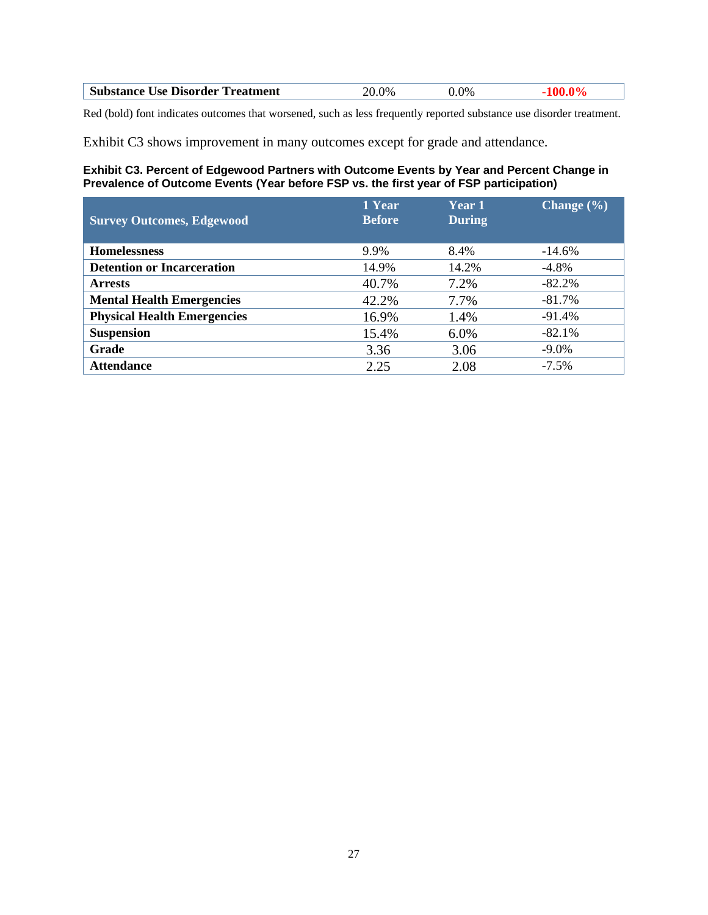| **Substance Use Disorder Treatment** | 20.0% | 0.0% | **-100.0%** |
|---|---|---|---|

Red (bold) font indicates outcomes that worsened, such as less frequently reported substance use disorder treatment.

Exhibit C3 shows improvement in many outcomes except for grade and attendance.

**Exhibit C3. Percent of Edgewood Partners with Outcome Events by Year and Percent Change in Prevalence of Outcome Events (Year before FSP vs. the first year of FSP participation)**

| Survey Outcomes, Edgewood | 1 Year Before | Year 1 During | Change (%) |
|---|---|---|---|
| **Homelessness** | 9.9% | 8.4% | -14.6% |
| **Detention or Incarceration** | 14.9% | 14.2% | -4.8% |
| **Arrests** | 40.7% | 7.2% | -82.2% |
| **Mental Health Emergencies** | 42.2% | 7.7% | -81.7% |
| **Physical Health Emergencies** | 16.9% | 1.4% | -91.4% |
| **Suspension** | 15.4% | 6.0% | -82.1% |
| **Grade** | 3.36 | 3.06 | -9.0% |
| **Attendance** | 2.25 | 2.08 | -7.5% |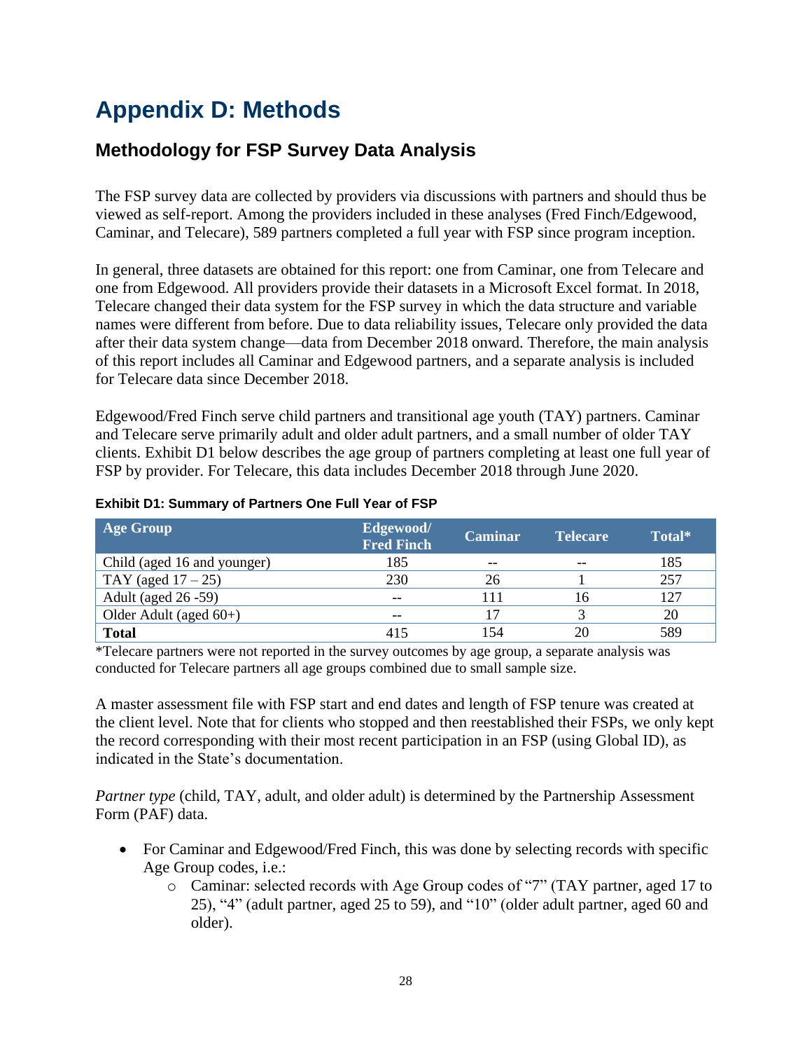# Appendix D: Methods

## Methodology for FSP Survey Data Analysis

The FSP survey data are collected by providers via discussions with partners and should thus be viewed as self-report. Among the providers included in these analyses (Fred Finch/Edgewood, Caminar, and Telecare), 589 partners completed a full year with FSP since program inception.

In general, three datasets are obtained for this report: one from Caminar, one from Telecare and one from Edgewood. All providers provide their datasets in a Microsoft Excel format. In 2018, Telecare changed their data system for the FSP survey in which the data structure and variable names were different from before. Due to data reliability issues, Telecare only provided the data after their data system change—data from December 2018 onward. Therefore, the main analysis of this report includes all Caminar and Edgewood partners, and a separate analysis is included for Telecare data since December 2018.

Edgewood/Fred Finch serve child partners and transitional age youth (TAY) partners. Caminar and Telecare serve primarily adult and older adult partners, and a small number of older TAY clients. Exhibit D1 below describes the age group of partners completing at least one full year of FSP by provider. For Telecare, this data includes December 2018 through June 2020.

**Exhibit D1: Summary of Partners One Full Year of FSP**

| Age Group | Edgewood/ Fred Finch | Caminar | Telecare | Total* |
|---|---|---|---|---|
| Child (aged 16 and younger) | 185 | -- | -- | 185 |
| TAY (aged 17 – 25) | 230 | 26 | 1 | 257 |
| Adult (aged 26 -59) | -- | 111 | 16 | 127 |
| Older Adult (aged 60+) | -- | 17 | 3 | 20 |
| **Total** | 415 | 154 | 20 | 589 |

*Telecare partners were not reported in the survey outcomes by age group, a separate analysis was conducted for Telecare partners all age groups combined due to small sample size.

A master assessment file with FSP start and end dates and length of FSP tenure was created at the client level. Note that for clients who stopped and then reestablished their FSPs, we only kept the record corresponding with their most recent participation in an FSP (using Global ID), as indicated in the State's documentation.

*Partner type* (child, TAY, adult, and older adult) is determined by the Partnership Assessment Form (PAF) data.

- For Caminar and Edgewood/Fred Finch, this was done by selecting records with specific Age Group codes, i.e.:
  - Caminar: selected records with Age Group codes of "7" (TAY partner, aged 17 to 25), "4" (adult partner, aged 25 to 59), and "10" (older adult partner, aged 60 and older).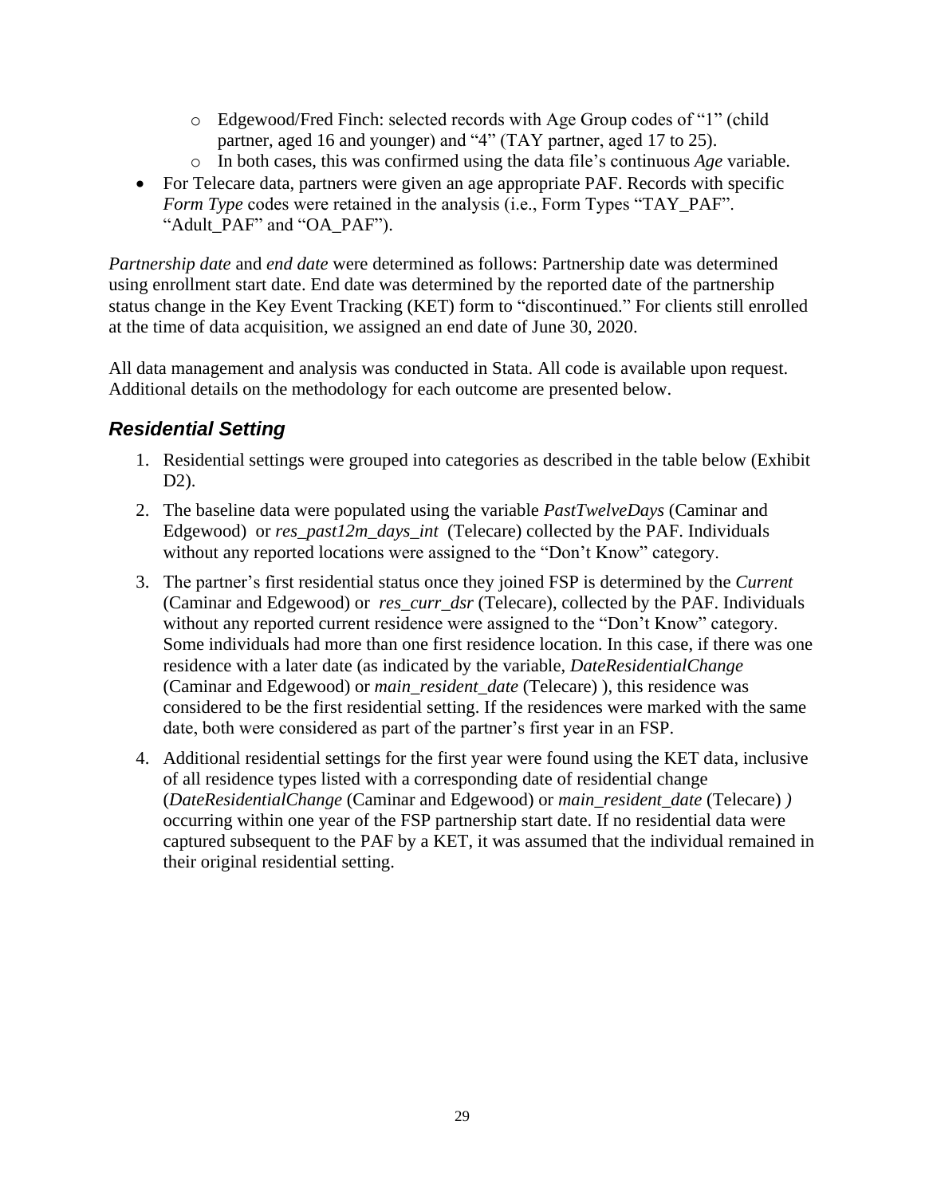- Edgewood/Fred Finch: selected records with Age Group codes of "1" (child partner, aged 16 and younger) and "4" (TAY partner, aged 17 to 25).
- In both cases, this was confirmed using the data file's continuous *Age* variable.

- For Telecare data, partners were given an age appropriate PAF. Records with specific *Form Type* codes were retained in the analysis (i.e., Form Types "TAY_PAF". "Adult_PAF" and "OA_PAF").

*Partnership date* and *end date* were determined as follows: Partnership date was determined using enrollment start date. End date was determined by the reported date of the partnership status change in the Key Event Tracking (KET) form to "discontinued." For clients still enrolled at the time of data acquisition, we assigned an end date of June 30, 2020.

All data management and analysis was conducted in Stata. All code is available upon request. Additional details on the methodology for each outcome are presented below.

## *Residential Setting*

1. Residential settings were grouped into categories as described in the table below (Exhibit D2).
2. The baseline data were populated using the variable *PastTwelveDays* (Caminar and Edgewood) or *res_past12m_days_int* (Telecare) collected by the PAF. Individuals without any reported locations were assigned to the "Don't Know" category.
3. The partner's first residential status once they joined FSP is determined by the *Current* (Caminar and Edgewood) or *res_curr_dsr* (Telecare), collected by the PAF. Individuals without any reported current residence were assigned to the "Don't Know" category. Some individuals had more than one first residence location. In this case, if there was one residence with a later date (as indicated by the variable, *DateResidentialChange* (Caminar and Edgewood) or *main_resident_date* (Telecare) ), this residence was considered to be the first residential setting. If the residences were marked with the same date, both were considered as part of the partner's first year in an FSP.
4. Additional residential settings for the first year were found using the KET data, inclusive of all residence types listed with a corresponding date of residential change (*DateResidentialChange* (Caminar and Edgewood) or *main_resident_date* (Telecare) *)* occurring within one year of the FSP partnership start date. If no residential data were captured subsequent to the PAF by a KET, it was assumed that the individual remained in their original residential setting.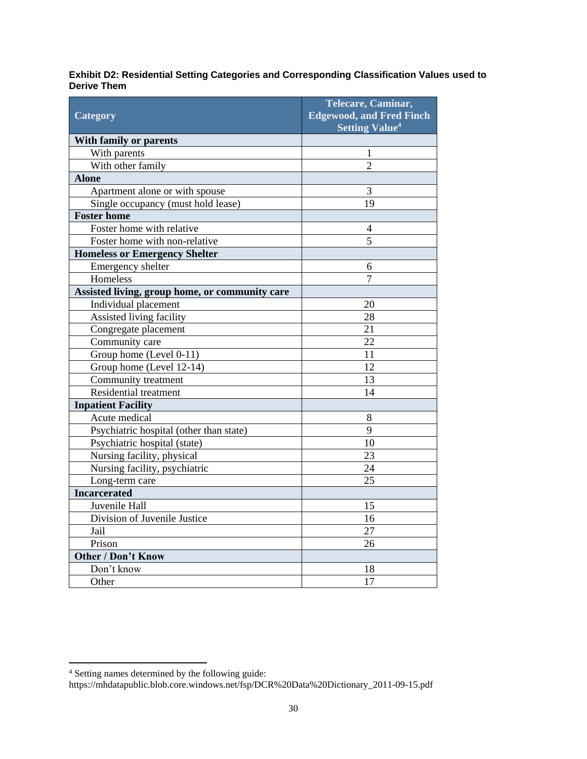**Exhibit D2: Residential Setting Categories and Corresponding Classification Values used to Derive Them**

| Category | Telecare, Caminar, Edgewood, and Fred Finch Setting Value[4] |
|---|---|
| **With family or parents** | |
| With parents | 1 |
| With other family | 2 |
| **Alone** | |
| Apartment alone or with spouse | 3 |
| Single occupancy (must hold lease) | 19 |
| **Foster home** | |
| Foster home with relative | 4 |
| Foster home with non-relative | 5 |
| **Homeless or Emergency Shelter** | |
| Emergency shelter | 6 |
| Homeless | 7 |
| **Assisted living, group home, or community care** | |
| Individual placement | 20 |
| Assisted living facility | 28 |
| Congregate placement | 21 |
| Community care | 22 |
| Group home (Level 0-11) | 11 |
| Group home (Level 12-14) | 12 |
| Community treatment | 13 |
| Residential treatment | 14 |
| **Inpatient Facility** | |
| Acute medical | 8 |
| Psychiatric hospital (other than state) | 9 |
| Psychiatric hospital (state) | 10 |
| Nursing facility, physical | 23 |
| Nursing facility, psychiatric | 24 |
| Long-term care | 25 |
| **Incarcerated** | |
| Juvenile Hall | 15 |
| Division of Juvenile Justice | 16 |
| Jail | 27 |
| Prison | 26 |
| **Other / Don't Know** | |
| Don't know | 18 |
| Other | 17 |

[4] Setting names determined by the following guide: https://mhdatapublic.blob.core.windows.net/fsp/DCR%20Data%20Dictionary_2011-09-15.pdf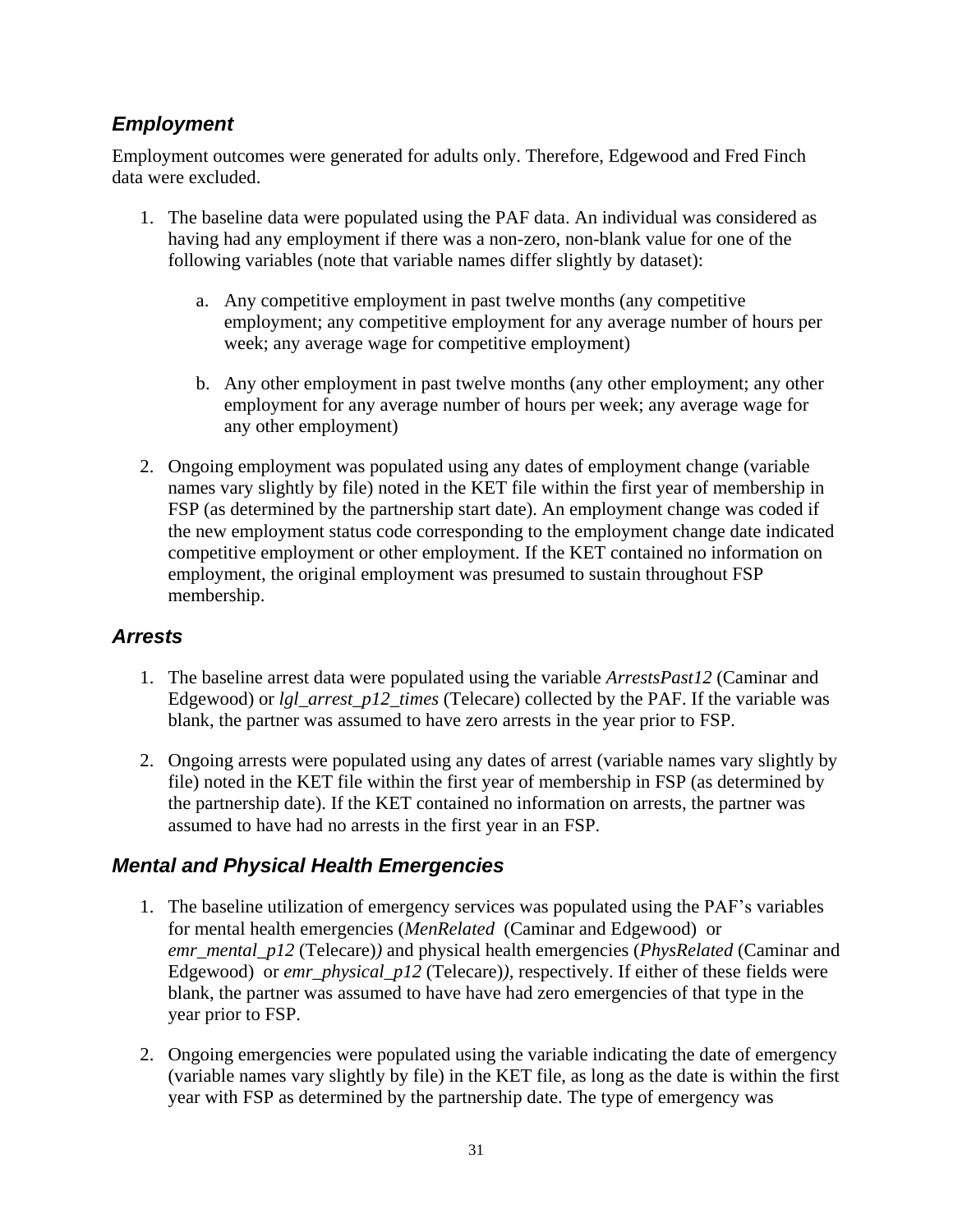### *Employment*

Employment outcomes were generated for adults only. Therefore, Edgewood and Fred Finch data were excluded.

1. The baseline data were populated using the PAF data. An individual was considered as having had any employment if there was a non-zero, non-blank value for one of the following variables (note that variable names differ slightly by dataset):

    a. Any competitive employment in past twelve months (any competitive employment; any competitive employment for any average number of hours per week; any average wage for competitive employment)

    b. Any other employment in past twelve months (any other employment; any other employment for any average number of hours per week; any average wage for any other employment)

2. Ongoing employment was populated using any dates of employment change (variable names vary slightly by file) noted in the KET file within the first year of membership in FSP (as determined by the partnership start date). An employment change was coded if the new employment status code corresponding to the employment change date indicated competitive employment or other employment. If the KET contained no information on employment, the original employment was presumed to sustain throughout FSP membership.

### *Arrests*

1. The baseline arrest data were populated using the variable *ArrestsPast12* (Caminar and Edgewood) or *lgl_arrest_p12_times* (Telecare) collected by the PAF. If the variable was blank, the partner was assumed to have zero arrests in the year prior to FSP.

2. Ongoing arrests were populated using any dates of arrest (variable names vary slightly by file) noted in the KET file within the first year of membership in FSP (as determined by the partnership date). If the KET contained no information on arrests, the partner was assumed to have had no arrests in the first year in an FSP.

### *Mental and Physical Health Emergencies*

1. The baseline utilization of emergency services was populated using the PAF's variables for mental health emergencies (*MenRelated* (Caminar and Edgewood) or *emr_mental_p12* (Telecare)*)* and physical health emergencies (*PhysRelated* (Caminar and Edgewood) or *emr_physical_p12* (Telecare)*)*, respectively. If either of these fields were blank, the partner was assumed to have have had zero emergencies of that type in the year prior to FSP.

2. Ongoing emergencies were populated using the variable indicating the date of emergency (variable names vary slightly by file) in the KET file, as long as the date is within the first year with FSP as determined by the partnership date. The type of emergency was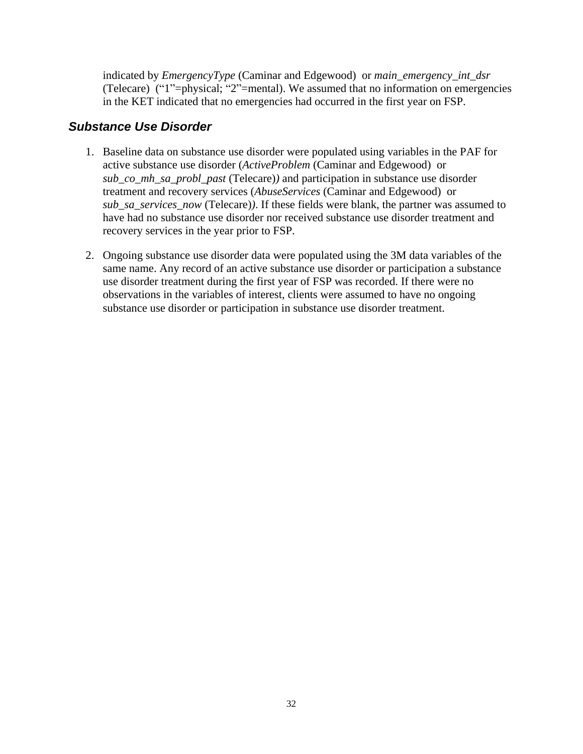indicated by *EmergencyType* (Caminar and Edgewood) or *main_emergency_int_dsr* (Telecare) ("1"=physical; "2"=mental). We assumed that no information on emergencies in the KET indicated that no emergencies had occurred in the first year on FSP.

### *Substance Use Disorder*

1. Baseline data on substance use disorder were populated using variables in the PAF for active substance use disorder (*ActiveProblem* (Caminar and Edgewood) or *sub_co_mh_sa_probl_past* (Telecare)*)* and participation in substance use disorder treatment and recovery services (*AbuseServices* (Caminar and Edgewood) or *sub_sa_services_now* (Telecare)*)*. If these fields were blank, the partner was assumed to have had no substance use disorder nor received substance use disorder treatment and recovery services in the year prior to FSP.

2. Ongoing substance use disorder data were populated using the 3M data variables of the same name. Any record of an active substance use disorder or participation a substance use disorder treatment during the first year of FSP was recorded. If there were no observations in the variables of interest, clients were assumed to have no ongoing substance use disorder or participation in substance use disorder treatment.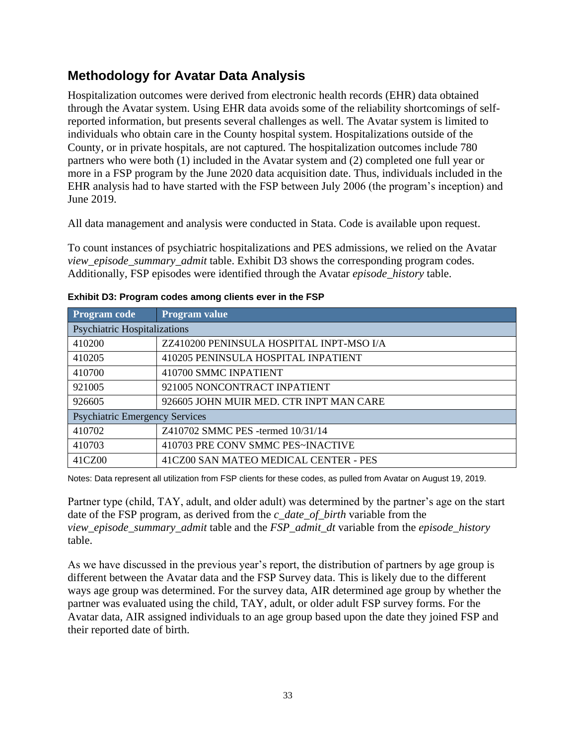## Methodology for Avatar Data Analysis

Hospitalization outcomes were derived from electronic health records (EHR) data obtained through the Avatar system. Using EHR data avoids some of the reliability shortcomings of self-reported information, but presents several challenges as well. The Avatar system is limited to individuals who obtain care in the County hospital system. Hospitalizations outside of the County, or in private hospitals, are not captured. The hospitalization outcomes include 780 partners who were both (1) included in the Avatar system and (2) completed one full year or more in a FSP program by the June 2020 data acquisition date. Thus, individuals included in the EHR analysis had to have started with the FSP between July 2006 (the program's inception) and June 2019.

All data management and analysis were conducted in Stata. Code is available upon request.

To count instances of psychiatric hospitalizations and PES admissions, we relied on the Avatar *view_episode_summary_admit* table. Exhibit D3 shows the corresponding program codes. Additionally, FSP episodes were identified through the Avatar *episode_history* table.

**Exhibit D3: Program codes among clients ever in the FSP**

| Program code | Program value |
|---|---|
| Psychiatric Hospitalizations | |
| 410200 | ZZ410200 PENINSULA HOSPITAL INPT-MSO I/A |
| 410205 | 410205 PENINSULA HOSPITAL INPATIENT |
| 410700 | 410700 SMMC INPATIENT |
| 921005 | 921005 NONCONTRACT INPATIENT |
| 926605 | 926605 JOHN MUIR MED. CTR INPT MAN CARE |
| Psychiatric Emergency Services | |
| 410702 | Z410702 SMMC PES -termed 10/31/14 |
| 410703 | 410703 PRE CONV SMMC PES~INACTIVE |
| 41CZ00 | 41CZ00 SAN MATEO MEDICAL CENTER - PES |

Notes: Data represent all utilization from FSP clients for these codes, as pulled from Avatar on August 19, 2019.

Partner type (child, TAY, adult, and older adult) was determined by the partner's age on the start date of the FSP program, as derived from the *c_date_of_birth* variable from the *view_episode_summary_admit* table and the *FSP_admit_dt* variable from the *episode_history* table.

As we have discussed in the previous year's report, the distribution of partners by age group is different between the Avatar data and the FSP Survey data. This is likely due to the different ways age group was determined. For the survey data, AIR determined age group by whether the partner was evaluated using the child, TAY, adult, or older adult FSP survey forms. For the Avatar data, AIR assigned individuals to an age group based upon the date they joined FSP and their reported date of birth.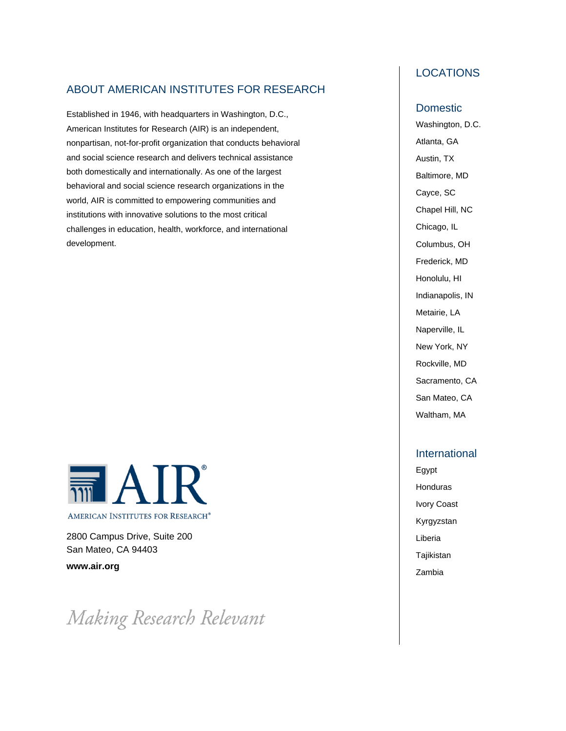## ABOUT AMERICAN INSTITUTES FOR RESEARCH

Established in 1946, with headquarters in Washington, D.C., American Institutes for Research (AIR) is an independent, nonpartisan, not-for-profit organization that conducts behavioral and social science research and delivers technical assistance both domestically and internationally. As one of the largest behavioral and social science research organizations in the world, AIR is committed to empowering communities and institutions with innovative solutions to the most critical challenges in education, health, workforce, and international development.

AIR®

AMERICAN INSTITUTES FOR RESEARCH®

2800 Campus Drive, Suite 200
San Mateo, CA 94403

**www.air.org**

*Making Research Relevant*

## LOCATIONS

### Domestic

Washington, D.C.
Atlanta, GA
Austin, TX
Baltimore, MD
Cayce, SC
Chapel Hill, NC
Chicago, IL
Columbus, OH
Frederick, MD
Honolulu, HI
Indianapolis, IN
Metairie, LA
Naperville, IL
New York, NY
Rockville, MD
Sacramento, CA
San Mateo, CA
Waltham, MA

### International

Egypt
Honduras
Ivory Coast
Kyrgyzstan
Liberia
Tajikistan
Zambia